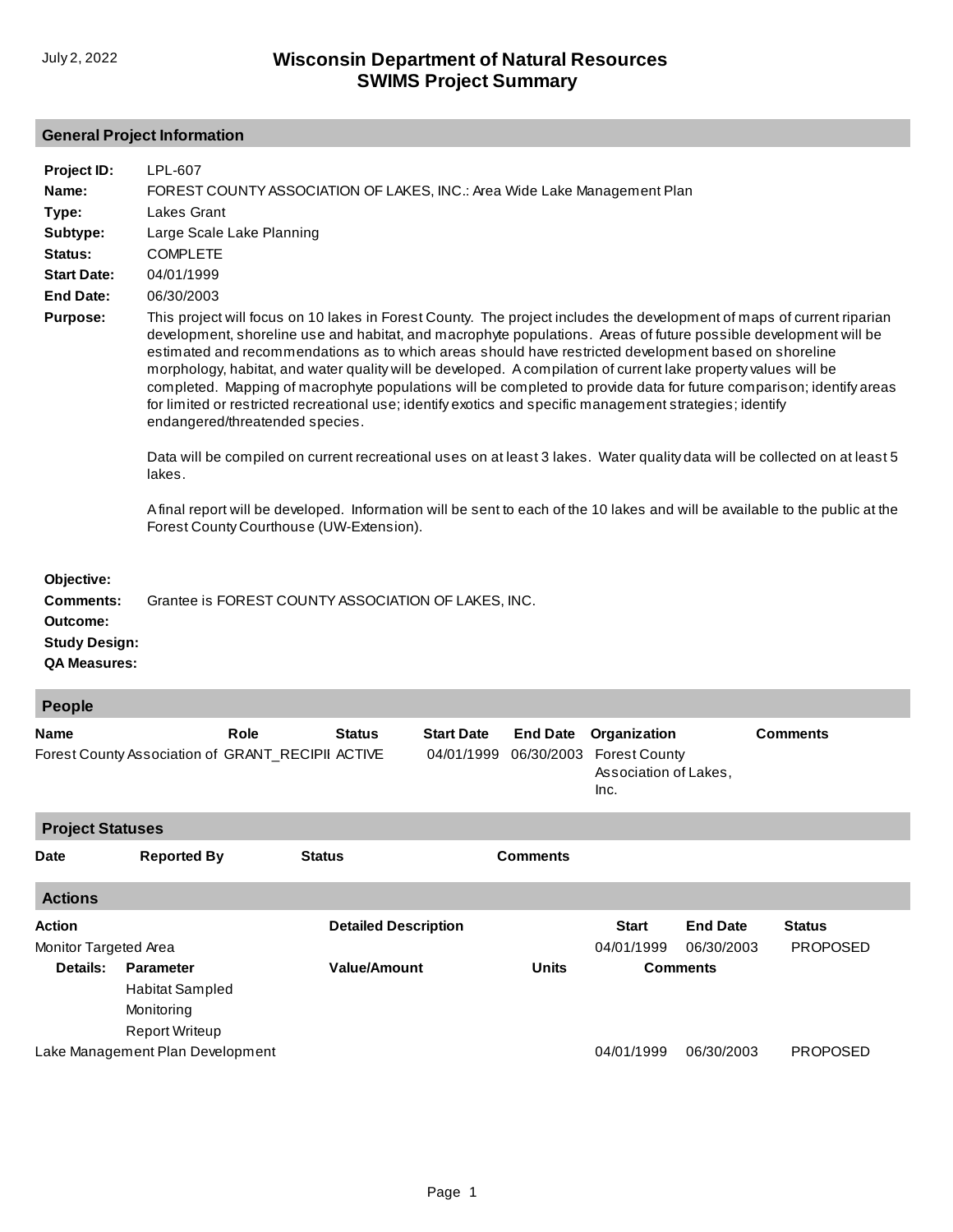July 2, 2022

# Wisconsin Department of Natural Resources
# SWIMS Project Summary

## General Project Information

**Project ID:** LPL-607

**Name:** FOREST COUNTY ASSOCIATION OF LAKES, INC.: Area Wide Lake Management Plan

**Type:** Lakes Grant

**Subtype:** Large Scale Lake Planning

**Status:** COMPLETE

**Start Date:** 04/01/1999

**End Date:** 06/30/2003

**Purpose:** This project will focus on 10 lakes in Forest County. The project includes the development of maps of current riparian development, shoreline use and habitat, and macrophyte populations. Areas of future possible development will be estimated and recommendations as to which areas should have restricted development based on shoreline morphology, habitat, and water quality will be developed. A compilation of current lake property values will be completed. Mapping of macrophyte populations will be completed to provide data for future comparison; identify areas for limited or restricted recreational use; identify exotics and specific management strategies; identify endangered/threatended species.

Data will be compiled on current recreational uses on at least 3 lakes. Water quality data will be collected on at least 5 lakes.

A final report will be developed. Information will be sent to each of the 10 lakes and will be available to the public at the Forest County Courthouse (UW-Extension).

**Objective:**

**Comments:** Grantee is FOREST COUNTY ASSOCIATION OF LAKES, INC.

**Outcome:**

**Study Design:**

**QA Measures:**

## People

| Name | Role | Status | Start Date | End Date | Organization | Comments |
|---|---|---|---|---|---|---|
| Forest County Association of | GRANT_RECIPII | ACTIVE | 04/01/1999 | 06/30/2003 | Forest County Association of Lakes, Inc. | |

## Project Statuses

| Date | Reported By | Status | Comments |
|---|---|---|---|

## Actions

| Action | Detailed Description | Start | End Date | Status |
|---|---|---|---|---|
| Monitor Targeted Area | | 04/01/1999 | 06/30/2003 | PROPOSED |

**Details:**

| Parameter | Value/Amount | Units | Comments |
|---|---|---|---|
| Habitat Sampled | | | |
| Monitoring | | | |
| Report Writeup | | | |

| Action | Detailed Description | Start | End Date | Status |
|---|---|---|---|---|
| Lake Management Plan Development | | 04/01/1999 | 06/30/2003 | PROPOSED |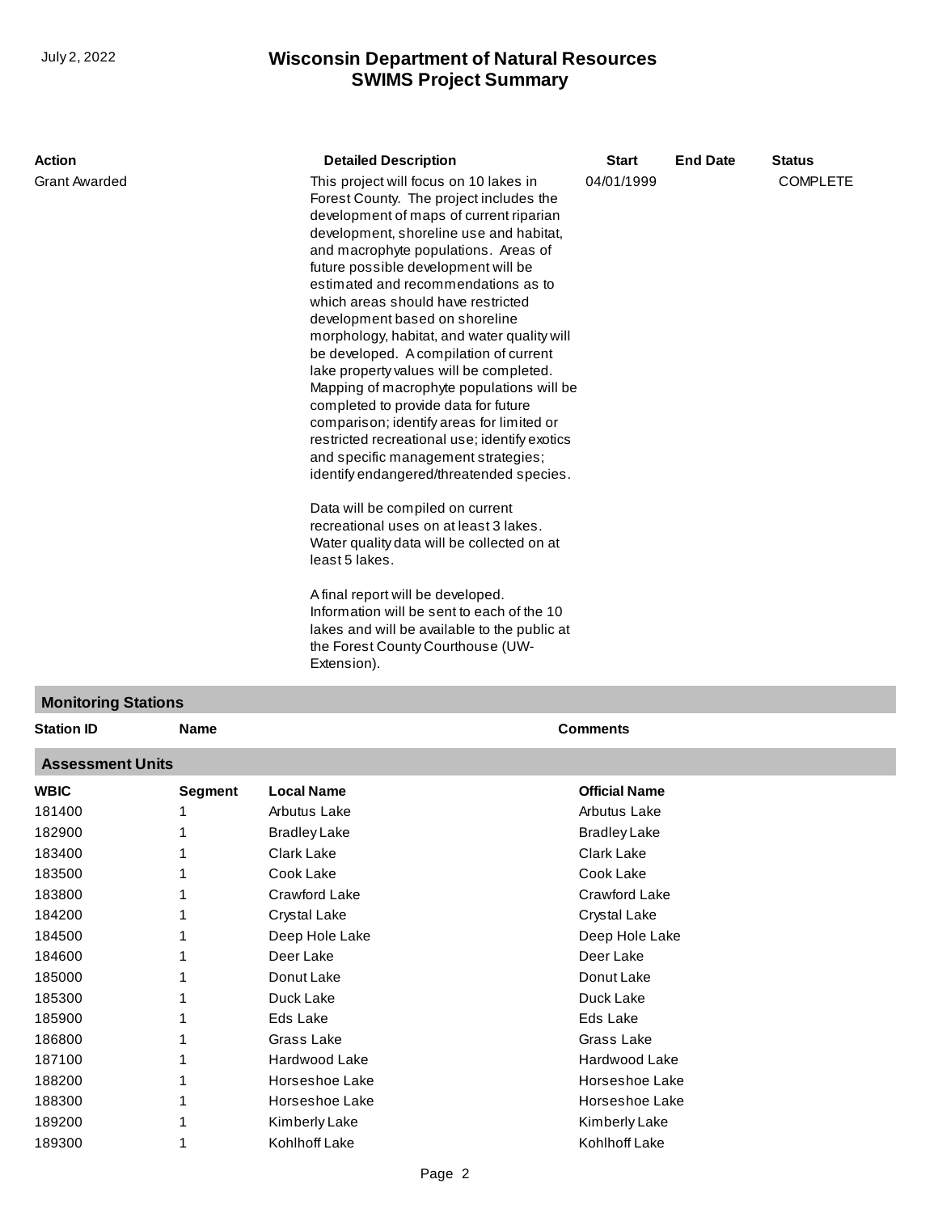| Action | Detailed Description | Start | End Date | Status |
| --- | --- | --- | --- | --- |
| Grant Awarded | This project will focus on 10 lakes in Forest County. The project includes the development of maps of current riparian development, shoreline use and habitat, and macrophyte populations. Areas of future possible development will be estimated and recommendations as to which areas should have restricted development based on shoreline morphology, habitat, and water quality will be developed. A compilation of current lake property values will be completed. Mapping of macrophyte populations will be completed to provide data for future comparison; identify areas for limited or restricted recreational use; identify exotics and specific management strategies; identify endangered/threatended species.<br><br>Data will be compiled on current recreational uses on at least 3 lakes. Water quality data will be collected on at least 5 lakes.<br><br>A final report will be developed. Information will be sent to each of the 10 lakes and will be available to the public at the Forest County Courthouse (UW-Extension). | 04/01/1999 | | COMPLETE |

## Monitoring Stations

| Station ID | Name | Comments |
| --- | --- | --- |

## Assessment Units

| WBIC | Segment | Local Name | Official Name |
| --- | --- | --- | --- |
| 181400 | 1 | Arbutus Lake | Arbutus Lake |
| 182900 | 1 | Bradley Lake | Bradley Lake |
| 183400 | 1 | Clark Lake | Clark Lake |
| 183500 | 1 | Cook Lake | Cook Lake |
| 183800 | 1 | Crawford Lake | Crawford Lake |
| 184200 | 1 | Crystal Lake | Crystal Lake |
| 184500 | 1 | Deep Hole Lake | Deep Hole Lake |
| 184600 | 1 | Deer Lake | Deer Lake |
| 185000 | 1 | Donut Lake | Donut Lake |
| 185300 | 1 | Duck Lake | Duck Lake |
| 185900 | 1 | Eds Lake | Eds Lake |
| 186800 | 1 | Grass Lake | Grass Lake |
| 187100 | 1 | Hardwood Lake | Hardwood Lake |
| 188200 | 1 | Horseshoe Lake | Horseshoe Lake |
| 188300 | 1 | Horseshoe Lake | Horseshoe Lake |
| 189200 | 1 | Kimberly Lake | Kimberly Lake |
| 189300 | 1 | Kohlhoff Lake | Kohlhoff Lake |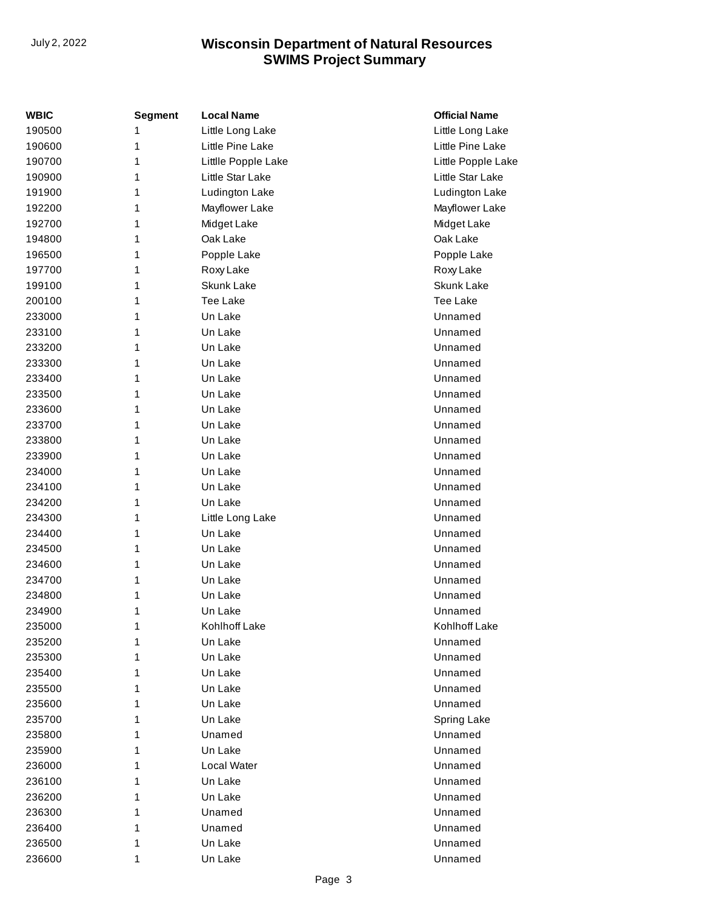# Wisconsin Department of Natural Resources
## SWIMS Project Summary

| WBIC | Segment | Local Name | Official Name |
|---|---|---|---|
| 190500 | 1 | Little Long Lake | Little Long Lake |
| 190600 | 1 | Little Pine Lake | Little Pine Lake |
| 190700 | 1 | Littlle Popple Lake | Little Popple Lake |
| 190900 | 1 | Little Star Lake | Little Star Lake |
| 191900 | 1 | Ludington Lake | Ludington Lake |
| 192200 | 1 | Mayflower Lake | Mayflower Lake |
| 192700 | 1 | Midget Lake | Midget Lake |
| 194800 | 1 | Oak Lake | Oak Lake |
| 196500 | 1 | Popple Lake | Popple Lake |
| 197700 | 1 | Roxy Lake | Roxy Lake |
| 199100 | 1 | Skunk Lake | Skunk Lake |
| 200100 | 1 | Tee Lake | Tee Lake |
| 233000 | 1 | Un Lake | Unnamed |
| 233100 | 1 | Un Lake | Unnamed |
| 233200 | 1 | Un Lake | Unnamed |
| 233300 | 1 | Un Lake | Unnamed |
| 233400 | 1 | Un Lake | Unnamed |
| 233500 | 1 | Un Lake | Unnamed |
| 233600 | 1 | Un Lake | Unnamed |
| 233700 | 1 | Un Lake | Unnamed |
| 233800 | 1 | Un Lake | Unnamed |
| 233900 | 1 | Un Lake | Unnamed |
| 234000 | 1 | Un Lake | Unnamed |
| 234100 | 1 | Un Lake | Unnamed |
| 234200 | 1 | Un Lake | Unnamed |
| 234300 | 1 | Little Long Lake | Unnamed |
| 234400 | 1 | Un Lake | Unnamed |
| 234500 | 1 | Un Lake | Unnamed |
| 234600 | 1 | Un Lake | Unnamed |
| 234700 | 1 | Un Lake | Unnamed |
| 234800 | 1 | Un Lake | Unnamed |
| 234900 | 1 | Un Lake | Unnamed |
| 235000 | 1 | Kohlhoff Lake | Kohlhoff Lake |
| 235200 | 1 | Un Lake | Unnamed |
| 235300 | 1 | Un Lake | Unnamed |
| 235400 | 1 | Un Lake | Unnamed |
| 235500 | 1 | Un Lake | Unnamed |
| 235600 | 1 | Un Lake | Unnamed |
| 235700 | 1 | Un Lake | Spring Lake |
| 235800 | 1 | Unamed | Unnamed |
| 235900 | 1 | Un Lake | Unnamed |
| 236000 | 1 | Local Water | Unnamed |
| 236100 | 1 | Un Lake | Unnamed |
| 236200 | 1 | Un Lake | Unnamed |
| 236300 | 1 | Unamed | Unnamed |
| 236400 | 1 | Unamed | Unnamed |
| 236500 | 1 | Un Lake | Unnamed |
| 236600 | 1 | Un Lake | Unnamed |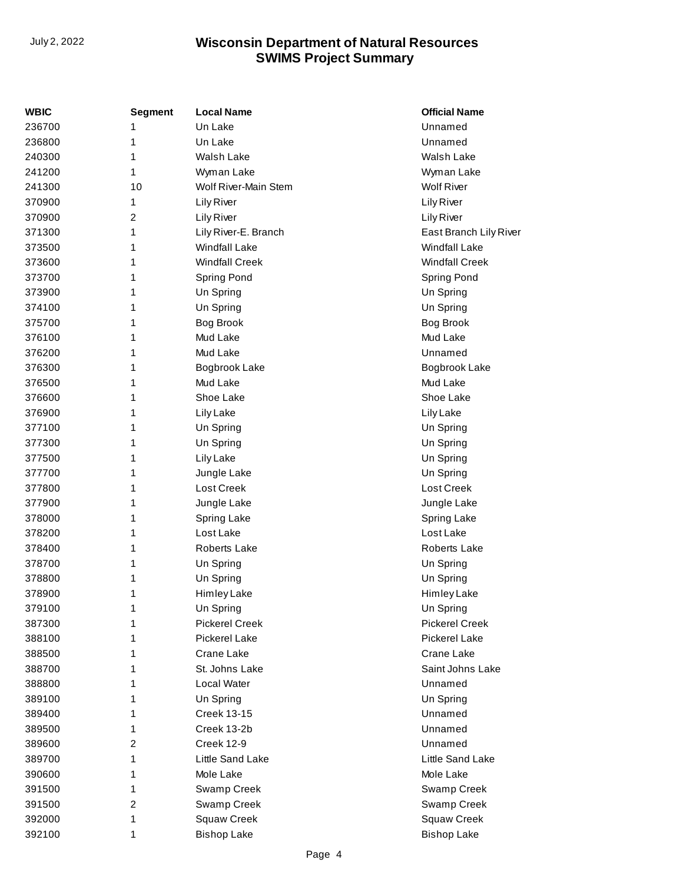| WBIC | Segment | Local Name | Official Name |
|---|---|---|---|
| 236700 | 1 | Un Lake | Unnamed |
| 236800 | 1 | Un Lake | Unnamed |
| 240300 | 1 | Walsh Lake | Walsh Lake |
| 241200 | 1 | Wyman Lake | Wyman Lake |
| 241300 | 10 | Wolf River-Main Stem | Wolf River |
| 370900 | 1 | Lily River | Lily River |
| 370900 | 2 | Lily River | Lily River |
| 371300 | 1 | Lily River-E. Branch | East Branch Lily River |
| 373500 | 1 | Windfall Lake | Windfall Lake |
| 373600 | 1 | Windfall Creek | Windfall Creek |
| 373700 | 1 | Spring Pond | Spring Pond |
| 373900 | 1 | Un Spring | Un Spring |
| 374100 | 1 | Un Spring | Un Spring |
| 375700 | 1 | Bog Brook | Bog Brook |
| 376100 | 1 | Mud Lake | Mud Lake |
| 376200 | 1 | Mud Lake | Unnamed |
| 376300 | 1 | Bogbrook Lake | Bogbrook Lake |
| 376500 | 1 | Mud Lake | Mud Lake |
| 376600 | 1 | Shoe Lake | Shoe Lake |
| 376900 | 1 | Lily Lake | Lily Lake |
| 377100 | 1 | Un Spring | Un Spring |
| 377300 | 1 | Un Spring | Un Spring |
| 377500 | 1 | Lily Lake | Un Spring |
| 377700 | 1 | Jungle Lake | Un Spring |
| 377800 | 1 | Lost Creek | Lost Creek |
| 377900 | 1 | Jungle Lake | Jungle Lake |
| 378000 | 1 | Spring Lake | Spring Lake |
| 378200 | 1 | Lost Lake | Lost Lake |
| 378400 | 1 | Roberts Lake | Roberts Lake |
| 378700 | 1 | Un Spring | Un Spring |
| 378800 | 1 | Un Spring | Un Spring |
| 378900 | 1 | Himley Lake | Himley Lake |
| 379100 | 1 | Un Spring | Un Spring |
| 387300 | 1 | Pickerel Creek | Pickerel Creek |
| 388100 | 1 | Pickerel Lake | Pickerel Lake |
| 388500 | 1 | Crane Lake | Crane Lake |
| 388700 | 1 | St. Johns Lake | Saint Johns Lake |
| 388800 | 1 | Local Water | Unnamed |
| 389100 | 1 | Un Spring | Un Spring |
| 389400 | 1 | Creek 13-15 | Unnamed |
| 389500 | 1 | Creek 13-2b | Unnamed |
| 389600 | 2 | Creek 12-9 | Unnamed |
| 389700 | 1 | Little Sand Lake | Little Sand Lake |
| 390600 | 1 | Mole Lake | Mole Lake |
| 391500 | 1 | Swamp Creek | Swamp Creek |
| 391500 | 2 | Swamp Creek | Swamp Creek |
| 392000 | 1 | Squaw Creek | Squaw Creek |
| 392100 | 1 | Bishop Lake | Bishop Lake |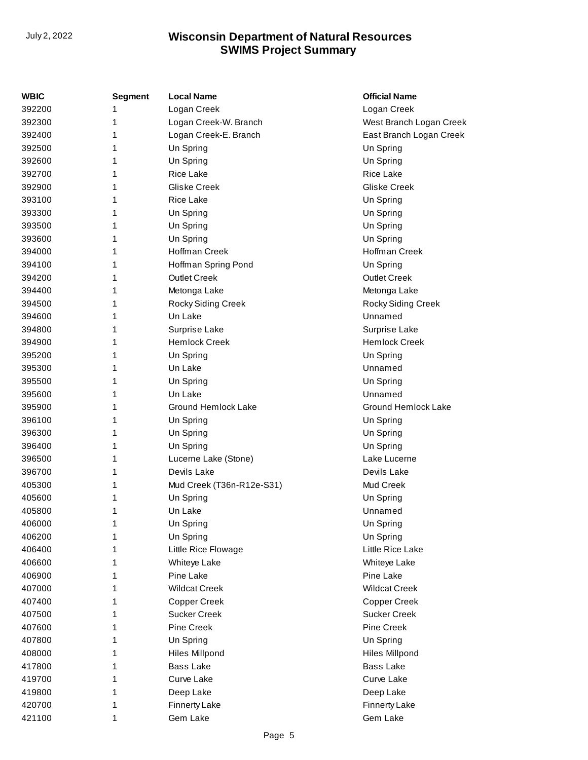| WBIC | Segment | Local Name | Official Name |
|---|---|---|---|
| 392200 | 1 | Logan Creek | Logan Creek |
| 392300 | 1 | Logan Creek-W. Branch | West Branch Logan Creek |
| 392400 | 1 | Logan Creek-E. Branch | East Branch Logan Creek |
| 392500 | 1 | Un Spring | Un Spring |
| 392600 | 1 | Un Spring | Un Spring |
| 392700 | 1 | Rice Lake | Rice Lake |
| 392900 | 1 | Gliske Creek | Gliske Creek |
| 393100 | 1 | Rice Lake | Un Spring |
| 393300 | 1 | Un Spring | Un Spring |
| 393500 | 1 | Un Spring | Un Spring |
| 393600 | 1 | Un Spring | Un Spring |
| 394000 | 1 | Hoffman Creek | Hoffman Creek |
| 394100 | 1 | Hoffman Spring Pond | Un Spring |
| 394200 | 1 | Outlet Creek | Outlet Creek |
| 394400 | 1 | Metonga Lake | Metonga Lake |
| 394500 | 1 | Rocky Siding Creek | Rocky Siding Creek |
| 394600 | 1 | Un Lake | Unnamed |
| 394800 | 1 | Surprise Lake | Surprise Lake |
| 394900 | 1 | Hemlock Creek | Hemlock Creek |
| 395200 | 1 | Un Spring | Un Spring |
| 395300 | 1 | Un Lake | Unnamed |
| 395500 | 1 | Un Spring | Un Spring |
| 395600 | 1 | Un Lake | Unnamed |
| 395900 | 1 | Ground Hemlock Lake | Ground Hemlock Lake |
| 396100 | 1 | Un Spring | Un Spring |
| 396300 | 1 | Un Spring | Un Spring |
| 396400 | 1 | Un Spring | Un Spring |
| 396500 | 1 | Lucerne Lake (Stone) | Lake Lucerne |
| 396700 | 1 | Devils Lake | Devils Lake |
| 405300 | 1 | Mud Creek (T36n-R12e-S31) | Mud Creek |
| 405600 | 1 | Un Spring | Un Spring |
| 405800 | 1 | Un Lake | Unnamed |
| 406000 | 1 | Un Spring | Un Spring |
| 406200 | 1 | Un Spring | Un Spring |
| 406400 | 1 | Little Rice Flowage | Little Rice Lake |
| 406600 | 1 | Whiteye Lake | Whiteye Lake |
| 406900 | 1 | Pine Lake | Pine Lake |
| 407000 | 1 | Wildcat Creek | Wildcat Creek |
| 407400 | 1 | Copper Creek | Copper Creek |
| 407500 | 1 | Sucker Creek | Sucker Creek |
| 407600 | 1 | Pine Creek | Pine Creek |
| 407800 | 1 | Un Spring | Un Spring |
| 408000 | 1 | Hiles Millpond | Hiles Millpond |
| 417800 | 1 | Bass Lake | Bass Lake |
| 419700 | 1 | Curve Lake | Curve Lake |
| 419800 | 1 | Deep Lake | Deep Lake |
| 420700 | 1 | Finnerty Lake | Finnerty Lake |
| 421100 | 1 | Gem Lake | Gem Lake |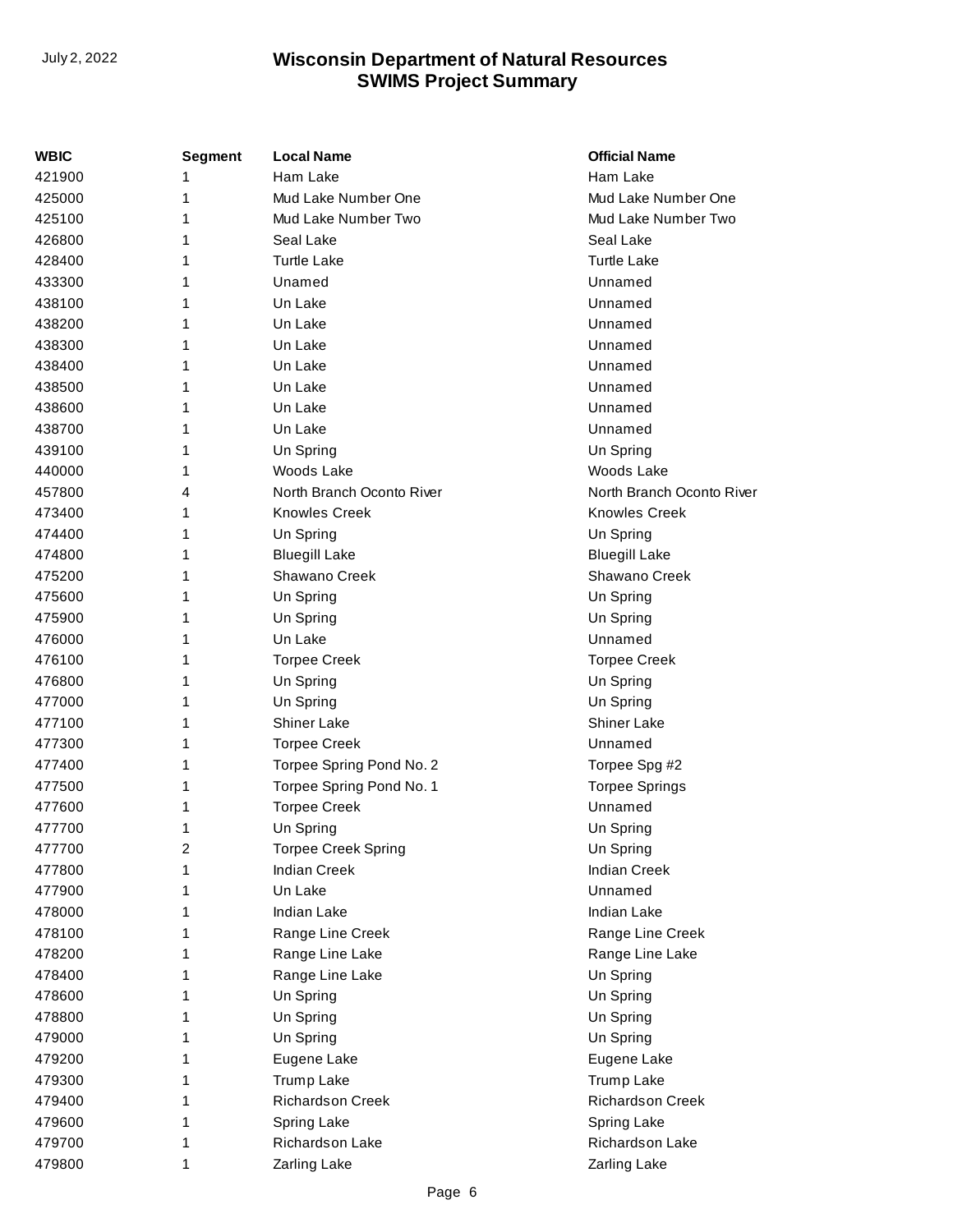| WBIC | Segment | Local Name | Official Name |
|---|---|---|---|
| 421900 | 1 | Ham Lake | Ham Lake |
| 425000 | 1 | Mud Lake Number One | Mud Lake Number One |
| 425100 | 1 | Mud Lake Number Two | Mud Lake Number Two |
| 426800 | 1 | Seal Lake | Seal Lake |
| 428400 | 1 | Turtle Lake | Turtle Lake |
| 433300 | 1 | Unamed | Unnamed |
| 438100 | 1 | Un Lake | Unnamed |
| 438200 | 1 | Un Lake | Unnamed |
| 438300 | 1 | Un Lake | Unnamed |
| 438400 | 1 | Un Lake | Unnamed |
| 438500 | 1 | Un Lake | Unnamed |
| 438600 | 1 | Un Lake | Unnamed |
| 438700 | 1 | Un Lake | Unnamed |
| 439100 | 1 | Un Spring | Un Spring |
| 440000 | 1 | Woods Lake | Woods Lake |
| 457800 | 4 | North Branch Oconto River | North Branch Oconto River |
| 473400 | 1 | Knowles Creek | Knowles Creek |
| 474400 | 1 | Un Spring | Un Spring |
| 474800 | 1 | Bluegill Lake | Bluegill Lake |
| 475200 | 1 | Shawano Creek | Shawano Creek |
| 475600 | 1 | Un Spring | Un Spring |
| 475900 | 1 | Un Spring | Un Spring |
| 476000 | 1 | Un Lake | Unnamed |
| 476100 | 1 | Torpee Creek | Torpee Creek |
| 476800 | 1 | Un Spring | Un Spring |
| 477000 | 1 | Un Spring | Un Spring |
| 477100 | 1 | Shiner Lake | Shiner Lake |
| 477300 | 1 | Torpee Creek | Unnamed |
| 477400 | 1 | Torpee Spring Pond No. 2 | Torpee Spg #2 |
| 477500 | 1 | Torpee Spring Pond No. 1 | Torpee Springs |
| 477600 | 1 | Torpee Creek | Unnamed |
| 477700 | 1 | Un Spring | Un Spring |
| 477700 | 2 | Torpee Creek Spring | Un Spring |
| 477800 | 1 | Indian Creek | Indian Creek |
| 477900 | 1 | Un Lake | Unnamed |
| 478000 | 1 | Indian Lake | Indian Lake |
| 478100 | 1 | Range Line Creek | Range Line Creek |
| 478200 | 1 | Range Line Lake | Range Line Lake |
| 478400 | 1 | Range Line Lake | Un Spring |
| 478600 | 1 | Un Spring | Un Spring |
| 478800 | 1 | Un Spring | Un Spring |
| 479000 | 1 | Un Spring | Un Spring |
| 479200 | 1 | Eugene Lake | Eugene Lake |
| 479300 | 1 | Trump Lake | Trump Lake |
| 479400 | 1 | Richardson Creek | Richardson Creek |
| 479600 | 1 | Spring Lake | Spring Lake |
| 479700 | 1 | Richardson Lake | Richardson Lake |
| 479800 | 1 | Zarling Lake | Zarling Lake |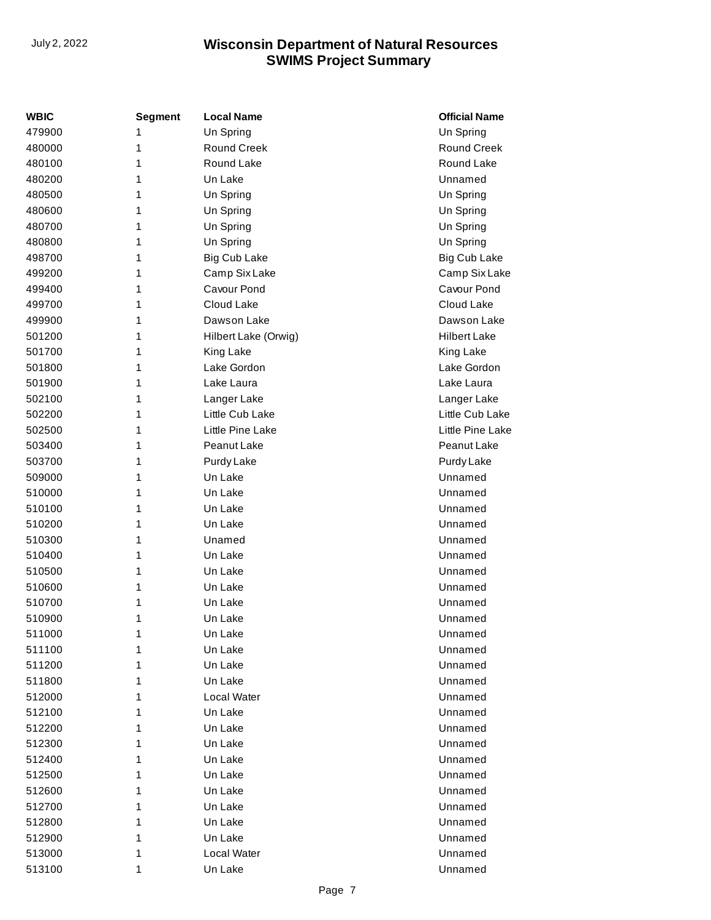| WBIC | Segment | Local Name | Official Name |
|---|---|---|---|
| 479900 | 1 | Un Spring | Un Spring |
| 480000 | 1 | Round Creek | Round Creek |
| 480100 | 1 | Round Lake | Round Lake |
| 480200 | 1 | Un Lake | Unnamed |
| 480500 | 1 | Un Spring | Un Spring |
| 480600 | 1 | Un Spring | Un Spring |
| 480700 | 1 | Un Spring | Un Spring |
| 480800 | 1 | Un Spring | Un Spring |
| 498700 | 1 | Big Cub Lake | Big Cub Lake |
| 499200 | 1 | Camp Six Lake | Camp Six Lake |
| 499400 | 1 | Cavour Pond | Cavour Pond |
| 499700 | 1 | Cloud Lake | Cloud Lake |
| 499900 | 1 | Dawson Lake | Dawson Lake |
| 501200 | 1 | Hilbert Lake (Orwig) | Hilbert Lake |
| 501700 | 1 | King Lake | King Lake |
| 501800 | 1 | Lake Gordon | Lake Gordon |
| 501900 | 1 | Lake Laura | Lake Laura |
| 502100 | 1 | Langer Lake | Langer Lake |
| 502200 | 1 | Little Cub Lake | Little Cub Lake |
| 502500 | 1 | Little Pine Lake | Little Pine Lake |
| 503400 | 1 | Peanut Lake | Peanut Lake |
| 503700 | 1 | Purdy Lake | Purdy Lake |
| 509000 | 1 | Un Lake | Unnamed |
| 510000 | 1 | Un Lake | Unnamed |
| 510100 | 1 | Un Lake | Unnamed |
| 510200 | 1 | Un Lake | Unnamed |
| 510300 | 1 | Unamed | Unnamed |
| 510400 | 1 | Un Lake | Unnamed |
| 510500 | 1 | Un Lake | Unnamed |
| 510600 | 1 | Un Lake | Unnamed |
| 510700 | 1 | Un Lake | Unnamed |
| 510900 | 1 | Un Lake | Unnamed |
| 511000 | 1 | Un Lake | Unnamed |
| 511100 | 1 | Un Lake | Unnamed |
| 511200 | 1 | Un Lake | Unnamed |
| 511800 | 1 | Un Lake | Unnamed |
| 512000 | 1 | Local Water | Unnamed |
| 512100 | 1 | Un Lake | Unnamed |
| 512200 | 1 | Un Lake | Unnamed |
| 512300 | 1 | Un Lake | Unnamed |
| 512400 | 1 | Un Lake | Unnamed |
| 512500 | 1 | Un Lake | Unnamed |
| 512600 | 1 | Un Lake | Unnamed |
| 512700 | 1 | Un Lake | Unnamed |
| 512800 | 1 | Un Lake | Unnamed |
| 512900 | 1 | Un Lake | Unnamed |
| 513000 | 1 | Local Water | Unnamed |
| 513100 | 1 | Un Lake | Unnamed |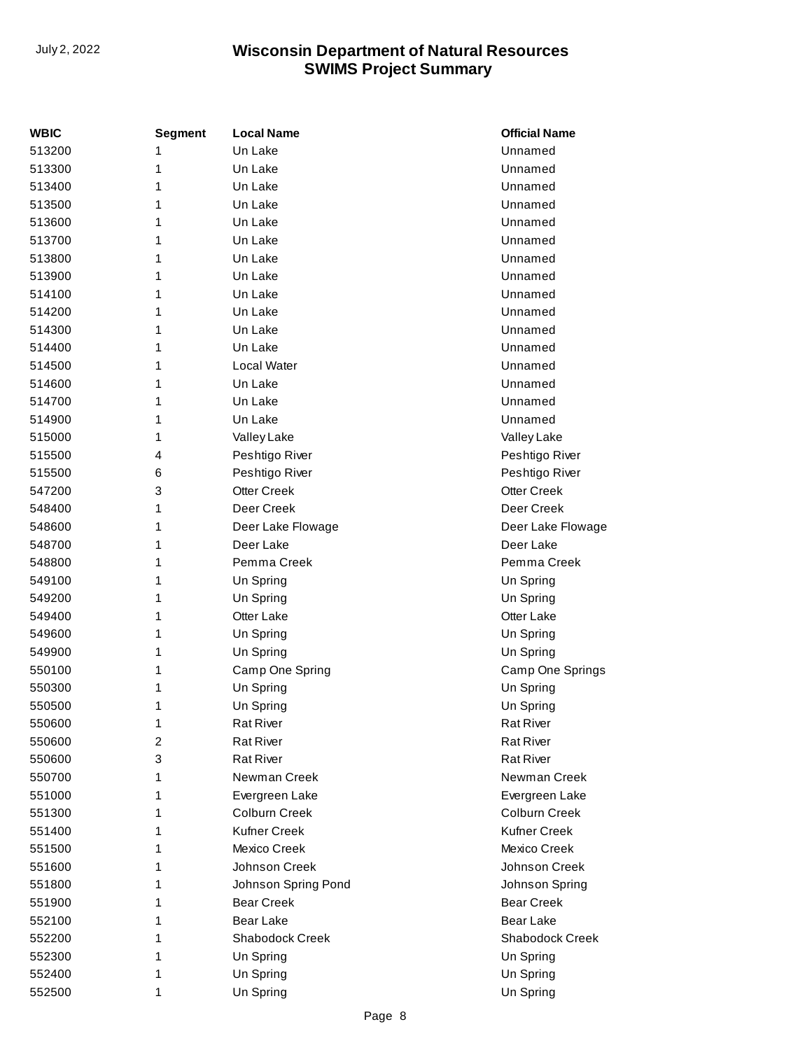| WBIC | Segment | Local Name | Official Name |
|---|---|---|---|
| 513200 | 1 | Un Lake | Unnamed |
| 513300 | 1 | Un Lake | Unnamed |
| 513400 | 1 | Un Lake | Unnamed |
| 513500 | 1 | Un Lake | Unnamed |
| 513600 | 1 | Un Lake | Unnamed |
| 513700 | 1 | Un Lake | Unnamed |
| 513800 | 1 | Un Lake | Unnamed |
| 513900 | 1 | Un Lake | Unnamed |
| 514100 | 1 | Un Lake | Unnamed |
| 514200 | 1 | Un Lake | Unnamed |
| 514300 | 1 | Un Lake | Unnamed |
| 514400 | 1 | Un Lake | Unnamed |
| 514500 | 1 | Local Water | Unnamed |
| 514600 | 1 | Un Lake | Unnamed |
| 514700 | 1 | Un Lake | Unnamed |
| 514900 | 1 | Un Lake | Unnamed |
| 515000 | 1 | Valley Lake | Valley Lake |
| 515500 | 4 | Peshtigo River | Peshtigo River |
| 515500 | 6 | Peshtigo River | Peshtigo River |
| 547200 | 3 | Otter Creek | Otter Creek |
| 548400 | 1 | Deer Creek | Deer Creek |
| 548600 | 1 | Deer Lake Flowage | Deer Lake Flowage |
| 548700 | 1 | Deer Lake | Deer Lake |
| 548800 | 1 | Pemma Creek | Pemma Creek |
| 549100 | 1 | Un Spring | Un Spring |
| 549200 | 1 | Un Spring | Un Spring |
| 549400 | 1 | Otter Lake | Otter Lake |
| 549600 | 1 | Un Spring | Un Spring |
| 549900 | 1 | Un Spring | Un Spring |
| 550100 | 1 | Camp One Spring | Camp One Springs |
| 550300 | 1 | Un Spring | Un Spring |
| 550500 | 1 | Un Spring | Un Spring |
| 550600 | 1 | Rat River | Rat River |
| 550600 | 2 | Rat River | Rat River |
| 550600 | 3 | Rat River | Rat River |
| 550700 | 1 | Newman Creek | Newman Creek |
| 551000 | 1 | Evergreen Lake | Evergreen Lake |
| 551300 | 1 | Colburn Creek | Colburn Creek |
| 551400 | 1 | Kufner Creek | Kufner Creek |
| 551500 | 1 | Mexico Creek | Mexico Creek |
| 551600 | 1 | Johnson Creek | Johnson Creek |
| 551800 | 1 | Johnson Spring Pond | Johnson Spring |
| 551900 | 1 | Bear Creek | Bear Creek |
| 552100 | 1 | Bear Lake | Bear Lake |
| 552200 | 1 | Shabodock Creek | Shabodock Creek |
| 552300 | 1 | Un Spring | Un Spring |
| 552400 | 1 | Un Spring | Un Spring |
| 552500 | 1 | Un Spring | Un Spring |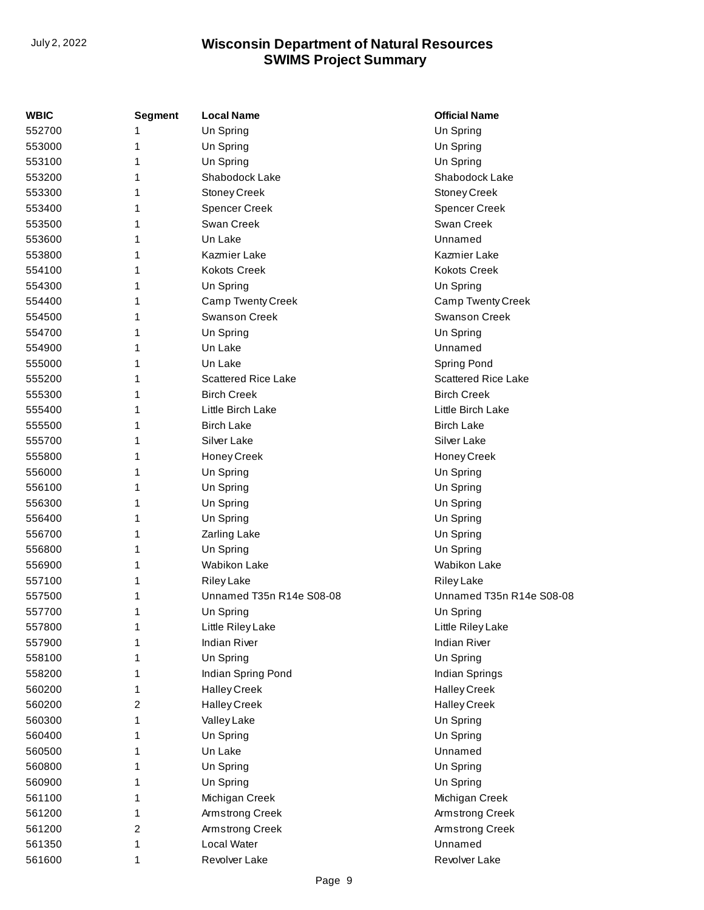| WBIC | Segment | Local Name | Official Name |
|---|---|---|---|
| 552700 | 1 | Un Spring | Un Spring |
| 553000 | 1 | Un Spring | Un Spring |
| 553100 | 1 | Un Spring | Un Spring |
| 553200 | 1 | Shabodock Lake | Shabodock Lake |
| 553300 | 1 | Stoney Creek | Stoney Creek |
| 553400 | 1 | Spencer Creek | Spencer Creek |
| 553500 | 1 | Swan Creek | Swan Creek |
| 553600 | 1 | Un Lake | Unnamed |
| 553800 | 1 | Kazmier Lake | Kazmier Lake |
| 554100 | 1 | Kokots Creek | Kokots Creek |
| 554300 | 1 | Un Spring | Un Spring |
| 554400 | 1 | Camp Twenty Creek | Camp Twenty Creek |
| 554500 | 1 | Swanson Creek | Swanson Creek |
| 554700 | 1 | Un Spring | Un Spring |
| 554900 | 1 | Un Lake | Unnamed |
| 555000 | 1 | Un Lake | Spring Pond |
| 555200 | 1 | Scattered Rice Lake | Scattered Rice Lake |
| 555300 | 1 | Birch Creek | Birch Creek |
| 555400 | 1 | Little Birch Lake | Little Birch Lake |
| 555500 | 1 | Birch Lake | Birch Lake |
| 555700 | 1 | Silver Lake | Silver Lake |
| 555800 | 1 | Honey Creek | Honey Creek |
| 556000 | 1 | Un Spring | Un Spring |
| 556100 | 1 | Un Spring | Un Spring |
| 556300 | 1 | Un Spring | Un Spring |
| 556400 | 1 | Un Spring | Un Spring |
| 556700 | 1 | Zarling Lake | Un Spring |
| 556800 | 1 | Un Spring | Un Spring |
| 556900 | 1 | Wabikon Lake | Wabikon Lake |
| 557100 | 1 | Riley Lake | Riley Lake |
| 557500 | 1 | Unnamed T35n R14e S08-08 | Unnamed T35n R14e S08-08 |
| 557700 | 1 | Un Spring | Un Spring |
| 557800 | 1 | Little Riley Lake | Little Riley Lake |
| 557900 | 1 | Indian River | Indian River |
| 558100 | 1 | Un Spring | Un Spring |
| 558200 | 1 | Indian Spring Pond | Indian Springs |
| 560200 | 1 | Halley Creek | Halley Creek |
| 560200 | 2 | Halley Creek | Halley Creek |
| 560300 | 1 | Valley Lake | Un Spring |
| 560400 | 1 | Un Spring | Un Spring |
| 560500 | 1 | Un Lake | Unnamed |
| 560800 | 1 | Un Spring | Un Spring |
| 560900 | 1 | Un Spring | Un Spring |
| 561100 | 1 | Michigan Creek | Michigan Creek |
| 561200 | 1 | Armstrong Creek | Armstrong Creek |
| 561200 | 2 | Armstrong Creek | Armstrong Creek |
| 561350 | 1 | Local Water | Unnamed |
| 561600 | 1 | Revolver Lake | Revolver Lake |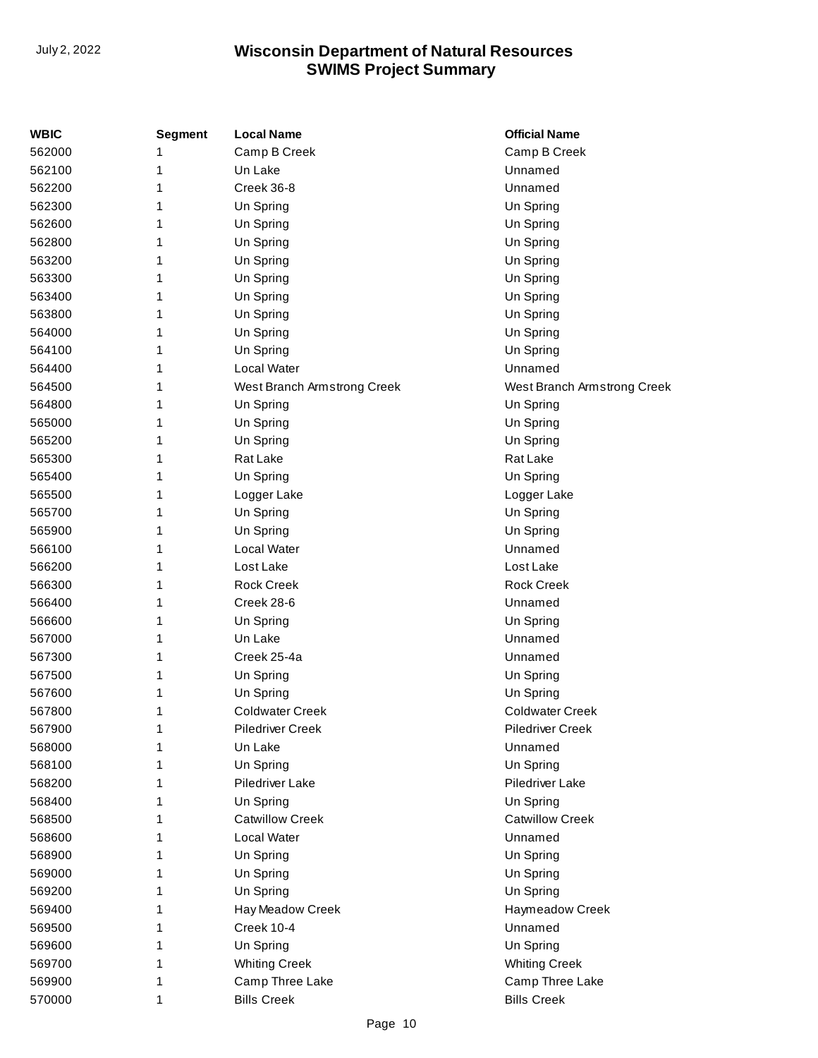| WBIC | Segment | Local Name | Official Name |
| --- | --- | --- | --- |
| 562000 | 1 | Camp B Creek | Camp B Creek |
| 562100 | 1 | Un Lake | Unnamed |
| 562200 | 1 | Creek 36-8 | Unnamed |
| 562300 | 1 | Un Spring | Un Spring |
| 562600 | 1 | Un Spring | Un Spring |
| 562800 | 1 | Un Spring | Un Spring |
| 563200 | 1 | Un Spring | Un Spring |
| 563300 | 1 | Un Spring | Un Spring |
| 563400 | 1 | Un Spring | Un Spring |
| 563800 | 1 | Un Spring | Un Spring |
| 564000 | 1 | Un Spring | Un Spring |
| 564100 | 1 | Un Spring | Un Spring |
| 564400 | 1 | Local Water | Unnamed |
| 564500 | 1 | West Branch Armstrong Creek | West Branch Armstrong Creek |
| 564800 | 1 | Un Spring | Un Spring |
| 565000 | 1 | Un Spring | Un Spring |
| 565200 | 1 | Un Spring | Un Spring |
| 565300 | 1 | Rat Lake | Rat Lake |
| 565400 | 1 | Un Spring | Un Spring |
| 565500 | 1 | Logger Lake | Logger Lake |
| 565700 | 1 | Un Spring | Un Spring |
| 565900 | 1 | Un Spring | Un Spring |
| 566100 | 1 | Local Water | Unnamed |
| 566200 | 1 | Lost Lake | Lost Lake |
| 566300 | 1 | Rock Creek | Rock Creek |
| 566400 | 1 | Creek 28-6 | Unnamed |
| 566600 | 1 | Un Spring | Un Spring |
| 567000 | 1 | Un Lake | Unnamed |
| 567300 | 1 | Creek 25-4a | Unnamed |
| 567500 | 1 | Un Spring | Un Spring |
| 567600 | 1 | Un Spring | Un Spring |
| 567800 | 1 | Coldwater Creek | Coldwater Creek |
| 567900 | 1 | Piledriver Creek | Piledriver Creek |
| 568000 | 1 | Un Lake | Unnamed |
| 568100 | 1 | Un Spring | Un Spring |
| 568200 | 1 | Piledriver Lake | Piledriver Lake |
| 568400 | 1 | Un Spring | Un Spring |
| 568500 | 1 | Catwillow Creek | Catwillow Creek |
| 568600 | 1 | Local Water | Unnamed |
| 568900 | 1 | Un Spring | Un Spring |
| 569000 | 1 | Un Spring | Un Spring |
| 569200 | 1 | Un Spring | Un Spring |
| 569400 | 1 | Hay Meadow Creek | Haymeadow Creek |
| 569500 | 1 | Creek 10-4 | Unnamed |
| 569600 | 1 | Un Spring | Un Spring |
| 569700 | 1 | Whiting Creek | Whiting Creek |
| 569900 | 1 | Camp Three Lake | Camp Three Lake |
| 570000 | 1 | Bills Creek | Bills Creek |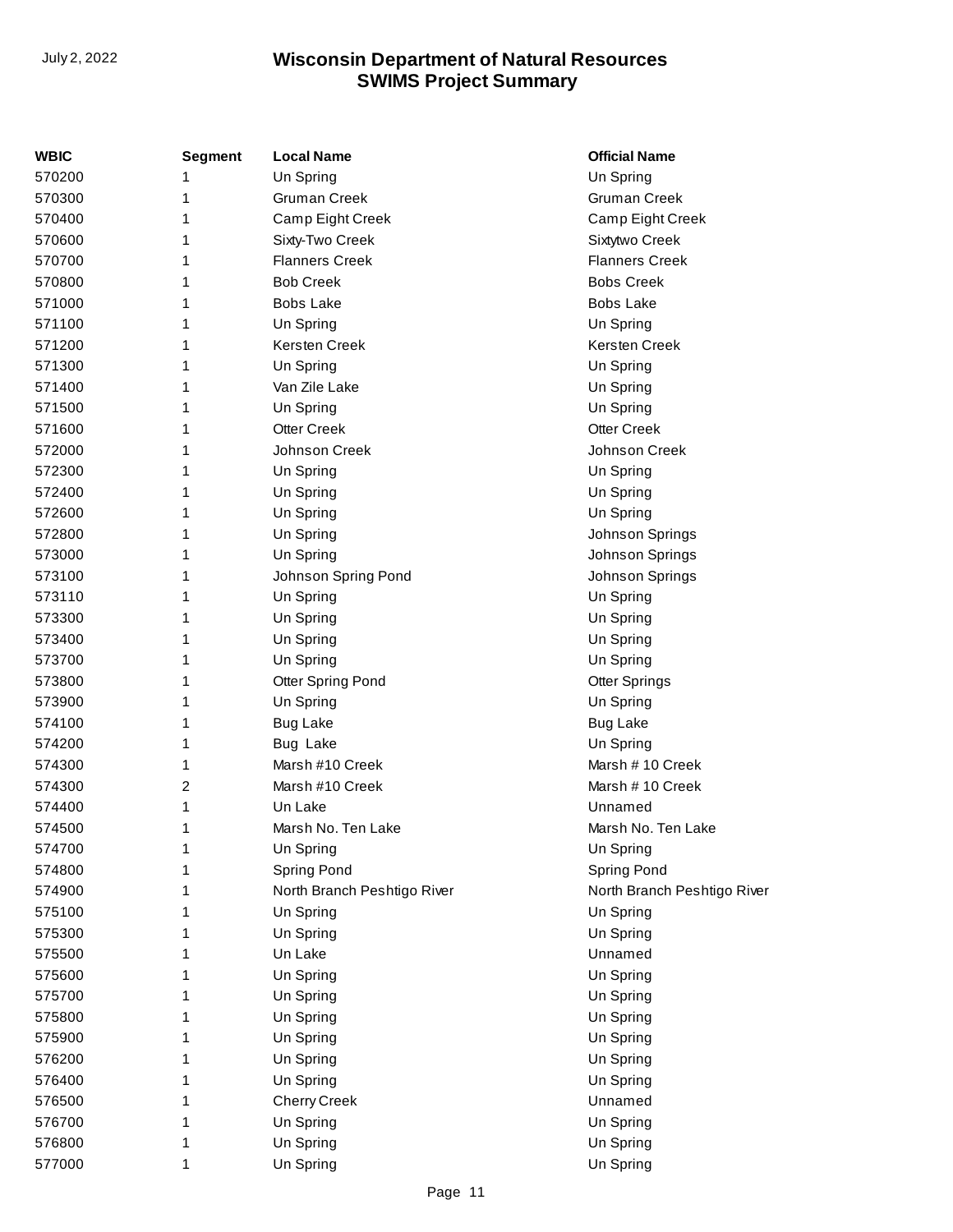| WBIC | Segment | Local Name | Official Name |
|---|---|---|---|
| 570200 | 1 | Un Spring | Un Spring |
| 570300 | 1 | Gruman Creek | Gruman Creek |
| 570400 | 1 | Camp Eight Creek | Camp Eight Creek |
| 570600 | 1 | Sixty-Two Creek | Sixtytwo Creek |
| 570700 | 1 | Flanners Creek | Flanners Creek |
| 570800 | 1 | Bob Creek | Bobs Creek |
| 571000 | 1 | Bobs Lake | Bobs Lake |
| 571100 | 1 | Un Spring | Un Spring |
| 571200 | 1 | Kersten Creek | Kersten Creek |
| 571300 | 1 | Un Spring | Un Spring |
| 571400 | 1 | Van Zile Lake | Un Spring |
| 571500 | 1 | Un Spring | Un Spring |
| 571600 | 1 | Otter Creek | Otter Creek |
| 572000 | 1 | Johnson Creek | Johnson Creek |
| 572300 | 1 | Un Spring | Un Spring |
| 572400 | 1 | Un Spring | Un Spring |
| 572600 | 1 | Un Spring | Un Spring |
| 572800 | 1 | Un Spring | Johnson Springs |
| 573000 | 1 | Un Spring | Johnson Springs |
| 573100 | 1 | Johnson Spring Pond | Johnson Springs |
| 573110 | 1 | Un Spring | Un Spring |
| 573300 | 1 | Un Spring | Un Spring |
| 573400 | 1 | Un Spring | Un Spring |
| 573700 | 1 | Un Spring | Un Spring |
| 573800 | 1 | Otter Spring Pond | Otter Springs |
| 573900 | 1 | Un Spring | Un Spring |
| 574100 | 1 | Bug Lake | Bug Lake |
| 574200 | 1 | Bug Lake | Un Spring |
| 574300 | 1 | Marsh #10 Creek | Marsh # 10 Creek |
| 574300 | 2 | Marsh #10 Creek | Marsh # 10 Creek |
| 574400 | 1 | Un Lake | Unnamed |
| 574500 | 1 | Marsh No. Ten Lake | Marsh No. Ten Lake |
| 574700 | 1 | Un Spring | Un Spring |
| 574800 | 1 | Spring Pond | Spring Pond |
| 574900 | 1 | North Branch Peshtigo River | North Branch Peshtigo River |
| 575100 | 1 | Un Spring | Un Spring |
| 575300 | 1 | Un Spring | Un Spring |
| 575500 | 1 | Un Lake | Unnamed |
| 575600 | 1 | Un Spring | Un Spring |
| 575700 | 1 | Un Spring | Un Spring |
| 575800 | 1 | Un Spring | Un Spring |
| 575900 | 1 | Un Spring | Un Spring |
| 576200 | 1 | Un Spring | Un Spring |
| 576400 | 1 | Un Spring | Un Spring |
| 576500 | 1 | Cherry Creek | Unnamed |
| 576700 | 1 | Un Spring | Un Spring |
| 576800 | 1 | Un Spring | Un Spring |
| 577000 | 1 | Un Spring | Un Spring |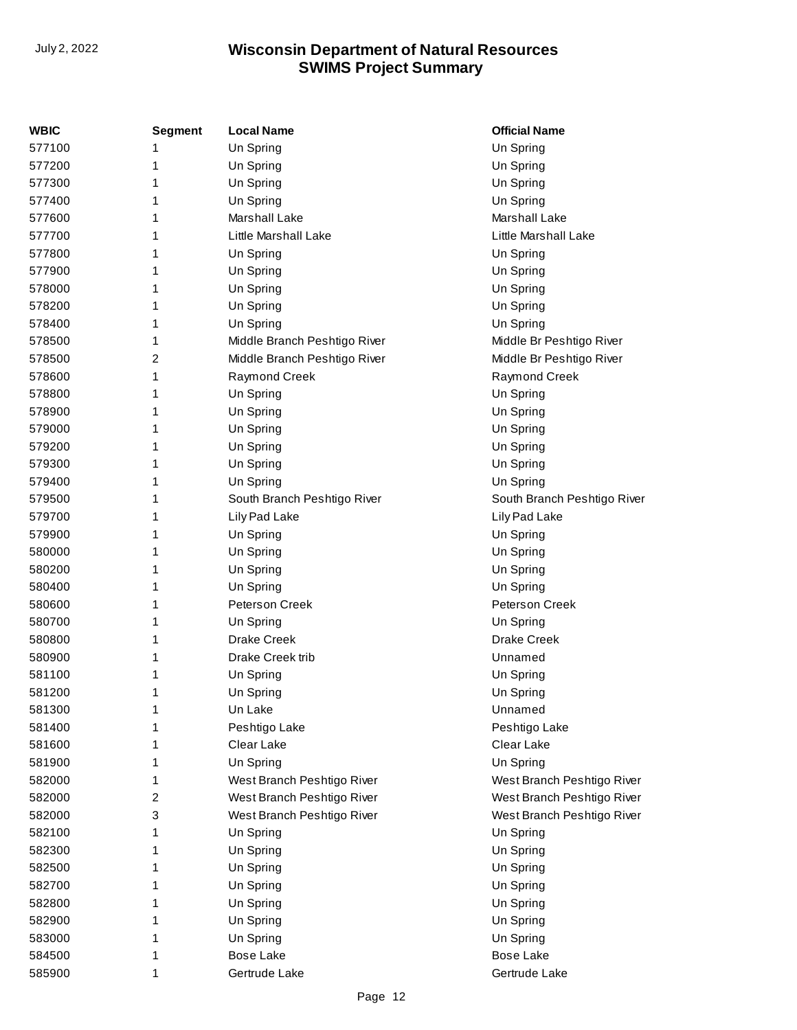| WBIC | Segment | Local Name | Official Name |
|---|---|---|---|
| 577100 | 1 | Un Spring | Un Spring |
| 577200 | 1 | Un Spring | Un Spring |
| 577300 | 1 | Un Spring | Un Spring |
| 577400 | 1 | Un Spring | Un Spring |
| 577600 | 1 | Marshall Lake | Marshall Lake |
| 577700 | 1 | Little Marshall Lake | Little Marshall Lake |
| 577800 | 1 | Un Spring | Un Spring |
| 577900 | 1 | Un Spring | Un Spring |
| 578000 | 1 | Un Spring | Un Spring |
| 578200 | 1 | Un Spring | Un Spring |
| 578400 | 1 | Un Spring | Un Spring |
| 578500 | 1 | Middle Branch Peshtigo River | Middle Br Peshtigo River |
| 578500 | 2 | Middle Branch Peshtigo River | Middle Br Peshtigo River |
| 578600 | 1 | Raymond Creek | Raymond Creek |
| 578800 | 1 | Un Spring | Un Spring |
| 578900 | 1 | Un Spring | Un Spring |
| 579000 | 1 | Un Spring | Un Spring |
| 579200 | 1 | Un Spring | Un Spring |
| 579300 | 1 | Un Spring | Un Spring |
| 579400 | 1 | Un Spring | Un Spring |
| 579500 | 1 | South Branch Peshtigo River | South Branch Peshtigo River |
| 579700 | 1 | Lily Pad Lake | Lily Pad Lake |
| 579900 | 1 | Un Spring | Un Spring |
| 580000 | 1 | Un Spring | Un Spring |
| 580200 | 1 | Un Spring | Un Spring |
| 580400 | 1 | Un Spring | Un Spring |
| 580600 | 1 | Peterson Creek | Peterson Creek |
| 580700 | 1 | Un Spring | Un Spring |
| 580800 | 1 | Drake Creek | Drake Creek |
| 580900 | 1 | Drake Creek trib | Unnamed |
| 581100 | 1 | Un Spring | Un Spring |
| 581200 | 1 | Un Spring | Un Spring |
| 581300 | 1 | Un Lake | Unnamed |
| 581400 | 1 | Peshtigo Lake | Peshtigo Lake |
| 581600 | 1 | Clear Lake | Clear Lake |
| 581900 | 1 | Un Spring | Un Spring |
| 582000 | 1 | West Branch Peshtigo River | West Branch Peshtigo River |
| 582000 | 2 | West Branch Peshtigo River | West Branch Peshtigo River |
| 582000 | 3 | West Branch Peshtigo River | West Branch Peshtigo River |
| 582100 | 1 | Un Spring | Un Spring |
| 582300 | 1 | Un Spring | Un Spring |
| 582500 | 1 | Un Spring | Un Spring |
| 582700 | 1 | Un Spring | Un Spring |
| 582800 | 1 | Un Spring | Un Spring |
| 582900 | 1 | Un Spring | Un Spring |
| 583000 | 1 | Un Spring | Un Spring |
| 584500 | 1 | Bose Lake | Bose Lake |
| 585900 | 1 | Gertrude Lake | Gertrude Lake |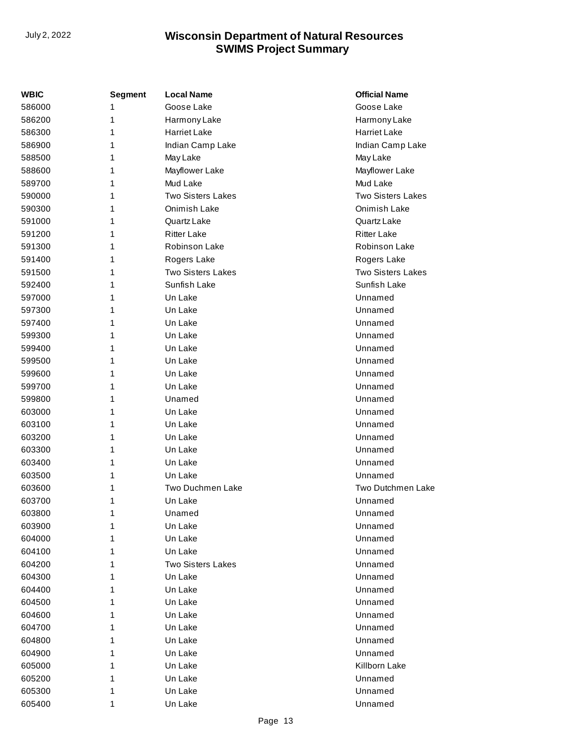| WBIC | Segment | Local Name | Official Name |
|---|---|---|---|
| 586000 | 1 | Goose Lake | Goose Lake |
| 586200 | 1 | Harmony Lake | Harmony Lake |
| 586300 | 1 | Harriet Lake | Harriet Lake |
| 586900 | 1 | Indian Camp Lake | Indian Camp Lake |
| 588500 | 1 | May Lake | May Lake |
| 588600 | 1 | Mayflower Lake | Mayflower Lake |
| 589700 | 1 | Mud Lake | Mud Lake |
| 590000 | 1 | Two Sisters Lakes | Two Sisters Lakes |
| 590300 | 1 | Onimish Lake | Onimish Lake |
| 591000 | 1 | Quartz Lake | Quartz Lake |
| 591200 | 1 | Ritter Lake | Ritter Lake |
| 591300 | 1 | Robinson Lake | Robinson Lake |
| 591400 | 1 | Rogers Lake | Rogers Lake |
| 591500 | 1 | Two Sisters Lakes | Two Sisters Lakes |
| 592400 | 1 | Sunfish Lake | Sunfish Lake |
| 597000 | 1 | Un Lake | Unnamed |
| 597300 | 1 | Un Lake | Unnamed |
| 597400 | 1 | Un Lake | Unnamed |
| 599300 | 1 | Un Lake | Unnamed |
| 599400 | 1 | Un Lake | Unnamed |
| 599500 | 1 | Un Lake | Unnamed |
| 599600 | 1 | Un Lake | Unnamed |
| 599700 | 1 | Un Lake | Unnamed |
| 599800 | 1 | Unamed | Unnamed |
| 603000 | 1 | Un Lake | Unnamed |
| 603100 | 1 | Un Lake | Unnamed |
| 603200 | 1 | Un Lake | Unnamed |
| 603300 | 1 | Un Lake | Unnamed |
| 603400 | 1 | Un Lake | Unnamed |
| 603500 | 1 | Un Lake | Unnamed |
| 603600 | 1 | Two Duchmen Lake | Two Dutchmen Lake |
| 603700 | 1 | Un Lake | Unnamed |
| 603800 | 1 | Unamed | Unnamed |
| 603900 | 1 | Un Lake | Unnamed |
| 604000 | 1 | Un Lake | Unnamed |
| 604100 | 1 | Un Lake | Unnamed |
| 604200 | 1 | Two Sisters Lakes | Unnamed |
| 604300 | 1 | Un Lake | Unnamed |
| 604400 | 1 | Un Lake | Unnamed |
| 604500 | 1 | Un Lake | Unnamed |
| 604600 | 1 | Un Lake | Unnamed |
| 604700 | 1 | Un Lake | Unnamed |
| 604800 | 1 | Un Lake | Unnamed |
| 604900 | 1 | Un Lake | Unnamed |
| 605000 | 1 | Un Lake | Killborn Lake |
| 605200 | 1 | Un Lake | Unnamed |
| 605300 | 1 | Un Lake | Unnamed |
| 605400 | 1 | Un Lake | Unnamed |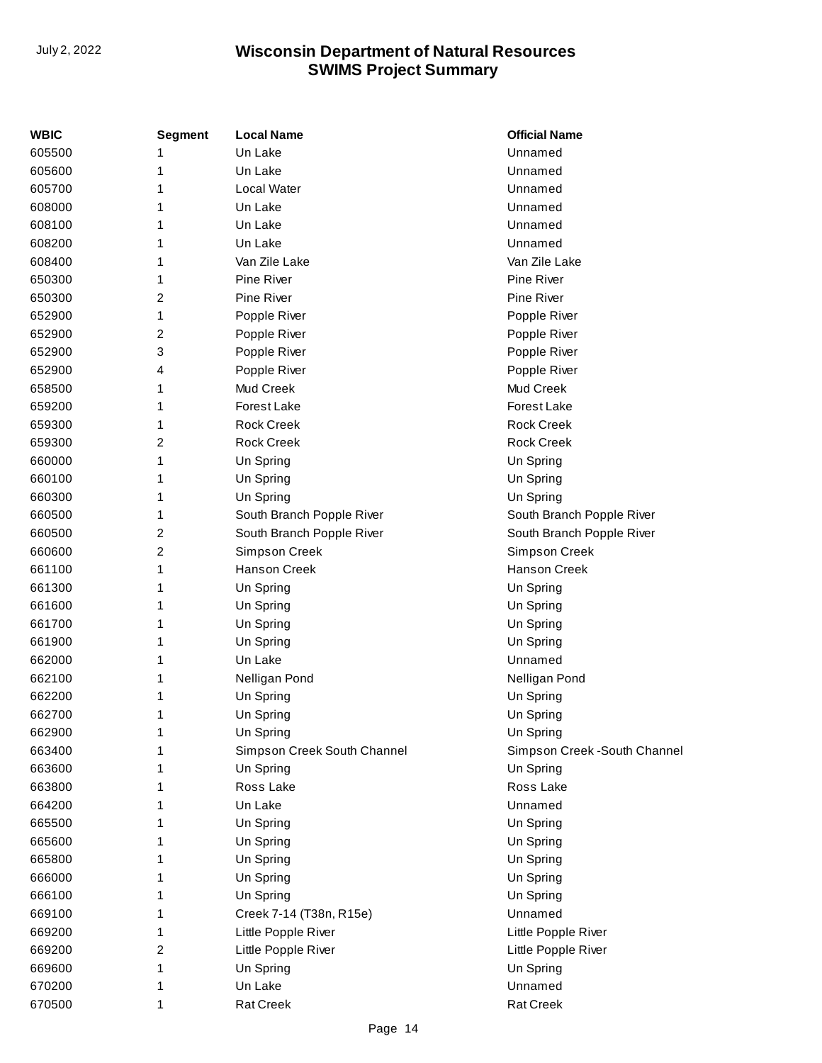| WBIC | Segment | Local Name | Official Name |
| --- | --- | --- | --- |
| 605500 | 1 | Un Lake | Unnamed |
| 605600 | 1 | Un Lake | Unnamed |
| 605700 | 1 | Local Water | Unnamed |
| 608000 | 1 | Un Lake | Unnamed |
| 608100 | 1 | Un Lake | Unnamed |
| 608200 | 1 | Un Lake | Unnamed |
| 608400 | 1 | Van Zile Lake | Van Zile Lake |
| 650300 | 1 | Pine River | Pine River |
| 650300 | 2 | Pine River | Pine River |
| 652900 | 1 | Popple River | Popple River |
| 652900 | 2 | Popple River | Popple River |
| 652900 | 3 | Popple River | Popple River |
| 652900 | 4 | Popple River | Popple River |
| 658500 | 1 | Mud Creek | Mud Creek |
| 659200 | 1 | Forest Lake | Forest Lake |
| 659300 | 1 | Rock Creek | Rock Creek |
| 659300 | 2 | Rock Creek | Rock Creek |
| 660000 | 1 | Un Spring | Un Spring |
| 660100 | 1 | Un Spring | Un Spring |
| 660300 | 1 | Un Spring | Un Spring |
| 660500 | 1 | South Branch Popple River | South Branch Popple River |
| 660500 | 2 | South Branch Popple River | South Branch Popple River |
| 660600 | 2 | Simpson Creek | Simpson Creek |
| 661100 | 1 | Hanson Creek | Hanson Creek |
| 661300 | 1 | Un Spring | Un Spring |
| 661600 | 1 | Un Spring | Un Spring |
| 661700 | 1 | Un Spring | Un Spring |
| 661900 | 1 | Un Spring | Un Spring |
| 662000 | 1 | Un Lake | Unnamed |
| 662100 | 1 | Nelligan Pond | Nelligan Pond |
| 662200 | 1 | Un Spring | Un Spring |
| 662700 | 1 | Un Spring | Un Spring |
| 662900 | 1 | Un Spring | Un Spring |
| 663400 | 1 | Simpson Creek South Channel | Simpson Creek -South Channel |
| 663600 | 1 | Un Spring | Un Spring |
| 663800 | 1 | Ross Lake | Ross Lake |
| 664200 | 1 | Un Lake | Unnamed |
| 665500 | 1 | Un Spring | Un Spring |
| 665600 | 1 | Un Spring | Un Spring |
| 665800 | 1 | Un Spring | Un Spring |
| 666000 | 1 | Un Spring | Un Spring |
| 666100 | 1 | Un Spring | Un Spring |
| 669100 | 1 | Creek 7-14 (T38n, R15e) | Unnamed |
| 669200 | 1 | Little Popple River | Little Popple River |
| 669200 | 2 | Little Popple River | Little Popple River |
| 669600 | 1 | Un Spring | Un Spring |
| 670200 | 1 | Un Lake | Unnamed |
| 670500 | 1 | Rat Creek | Rat Creek |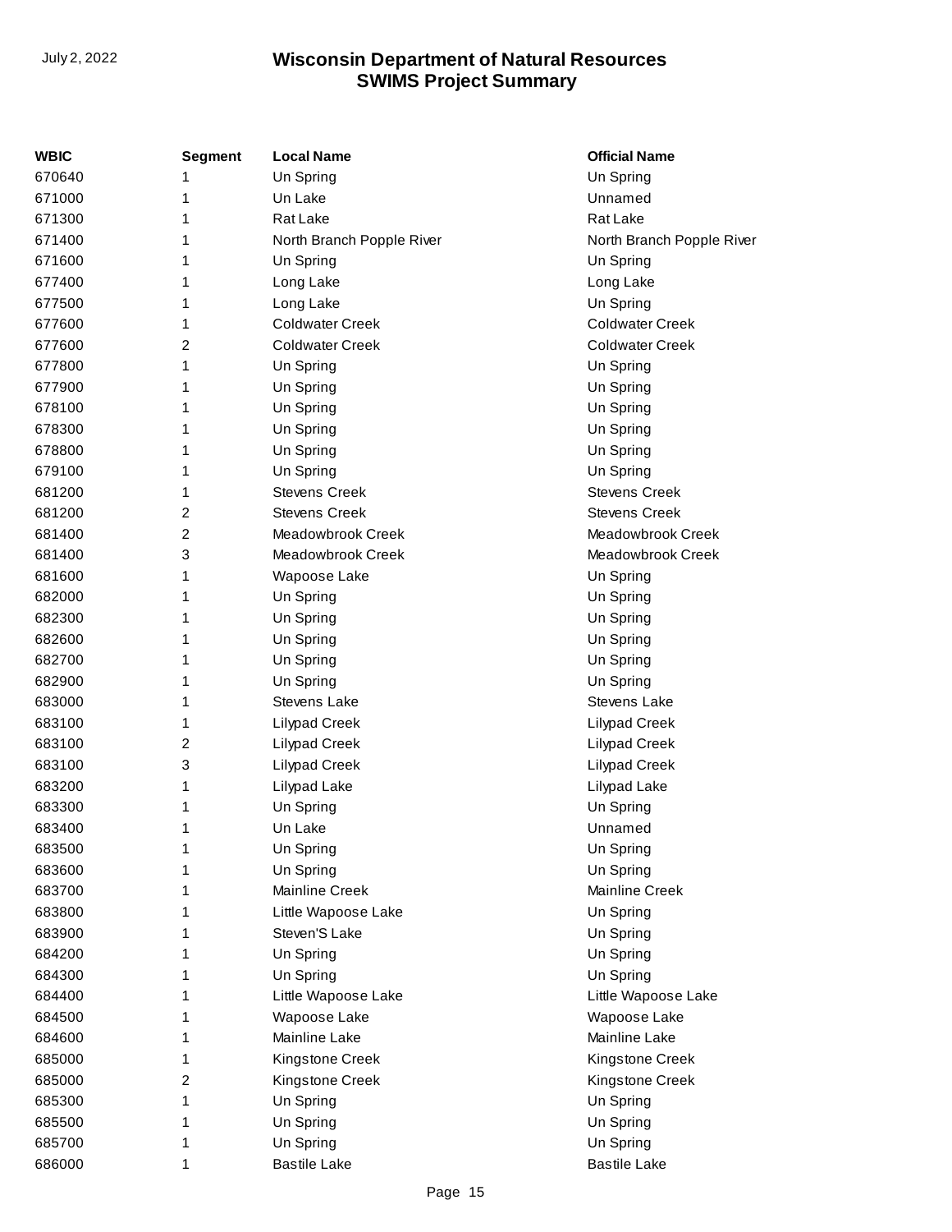| WBIC | Segment | Local Name | Official Name |
|---|---|---|---|
| 670640 | 1 | Un Spring | Un Spring |
| 671000 | 1 | Un Lake | Unnamed |
| 671300 | 1 | Rat Lake | Rat Lake |
| 671400 | 1 | North Branch Popple River | North Branch Popple River |
| 671600 | 1 | Un Spring | Un Spring |
| 677400 | 1 | Long Lake | Long Lake |
| 677500 | 1 | Long Lake | Un Spring |
| 677600 | 1 | Coldwater Creek | Coldwater Creek |
| 677600 | 2 | Coldwater Creek | Coldwater Creek |
| 677800 | 1 | Un Spring | Un Spring |
| 677900 | 1 | Un Spring | Un Spring |
| 678100 | 1 | Un Spring | Un Spring |
| 678300 | 1 | Un Spring | Un Spring |
| 678800 | 1 | Un Spring | Un Spring |
| 679100 | 1 | Un Spring | Un Spring |
| 681200 | 1 | Stevens Creek | Stevens Creek |
| 681200 | 2 | Stevens Creek | Stevens Creek |
| 681400 | 2 | Meadowbrook Creek | Meadowbrook Creek |
| 681400 | 3 | Meadowbrook Creek | Meadowbrook Creek |
| 681600 | 1 | Wapoose Lake | Un Spring |
| 682000 | 1 | Un Spring | Un Spring |
| 682300 | 1 | Un Spring | Un Spring |
| 682600 | 1 | Un Spring | Un Spring |
| 682700 | 1 | Un Spring | Un Spring |
| 682900 | 1 | Un Spring | Un Spring |
| 683000 | 1 | Stevens Lake | Stevens Lake |
| 683100 | 1 | Lilypad Creek | Lilypad Creek |
| 683100 | 2 | Lilypad Creek | Lilypad Creek |
| 683100 | 3 | Lilypad Creek | Lilypad Creek |
| 683200 | 1 | Lilypad Lake | Lilypad Lake |
| 683300 | 1 | Un Spring | Un Spring |
| 683400 | 1 | Un Lake | Unnamed |
| 683500 | 1 | Un Spring | Un Spring |
| 683600 | 1 | Un Spring | Un Spring |
| 683700 | 1 | Mainline Creek | Mainline Creek |
| 683800 | 1 | Little Wapoose Lake | Un Spring |
| 683900 | 1 | Steven'S Lake | Un Spring |
| 684200 | 1 | Un Spring | Un Spring |
| 684300 | 1 | Un Spring | Un Spring |
| 684400 | 1 | Little Wapoose Lake | Little Wapoose Lake |
| 684500 | 1 | Wapoose Lake | Wapoose Lake |
| 684600 | 1 | Mainline Lake | Mainline Lake |
| 685000 | 1 | Kingstone Creek | Kingstone Creek |
| 685000 | 2 | Kingstone Creek | Kingstone Creek |
| 685300 | 1 | Un Spring | Un Spring |
| 685500 | 1 | Un Spring | Un Spring |
| 685700 | 1 | Un Spring | Un Spring |
| 686000 | 1 | Bastile Lake | Bastile Lake |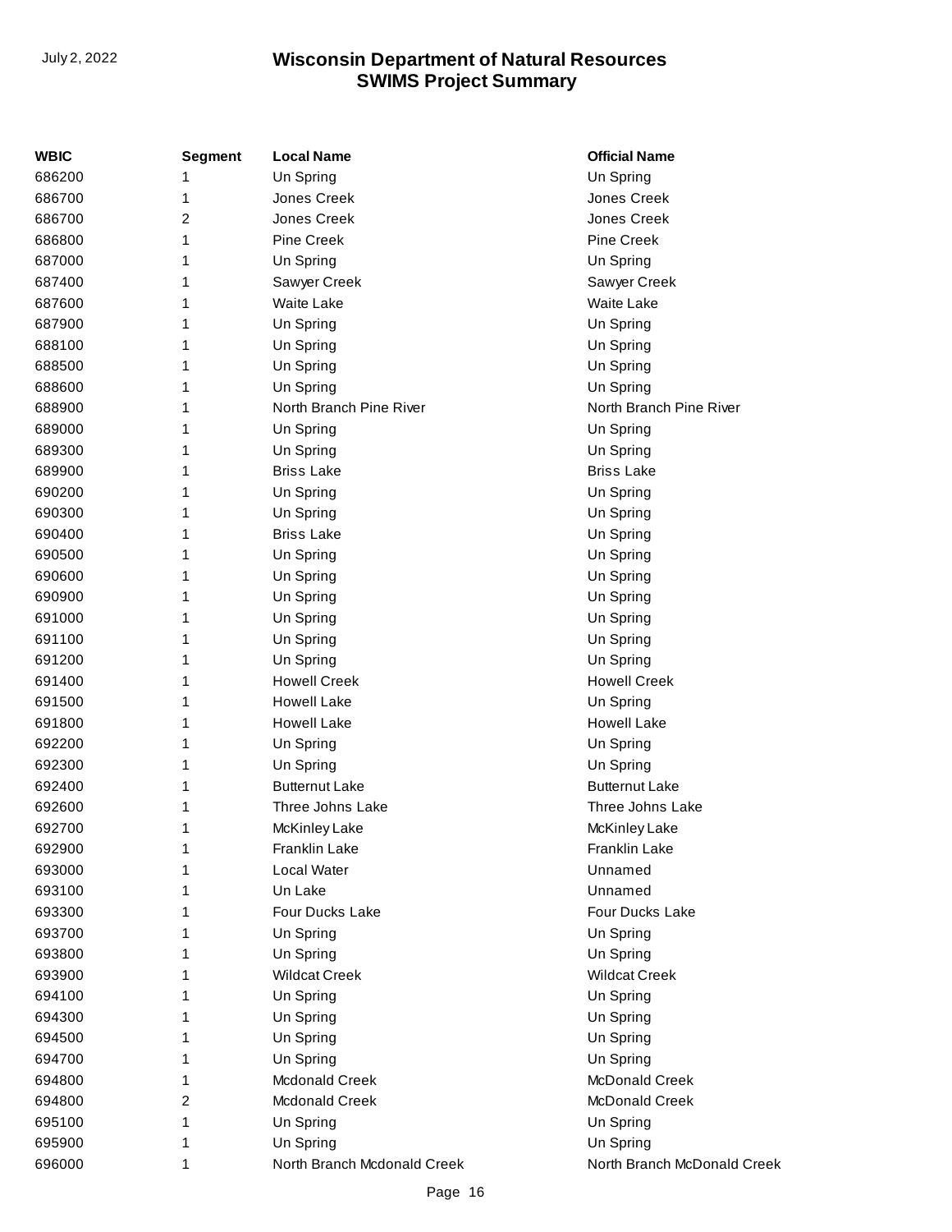| WBIC | Segment | Local Name | Official Name |
| --- | --- | --- | --- |
| 686200 | 1 | Un Spring | Un Spring |
| 686700 | 1 | Jones Creek | Jones Creek |
| 686700 | 2 | Jones Creek | Jones Creek |
| 686800 | 1 | Pine Creek | Pine Creek |
| 687000 | 1 | Un Spring | Un Spring |
| 687400 | 1 | Sawyer Creek | Sawyer Creek |
| 687600 | 1 | Waite Lake | Waite Lake |
| 687900 | 1 | Un Spring | Un Spring |
| 688100 | 1 | Un Spring | Un Spring |
| 688500 | 1 | Un Spring | Un Spring |
| 688600 | 1 | Un Spring | Un Spring |
| 688900 | 1 | North Branch Pine River | North Branch Pine River |
| 689000 | 1 | Un Spring | Un Spring |
| 689300 | 1 | Un Spring | Un Spring |
| 689900 | 1 | Briss Lake | Briss Lake |
| 690200 | 1 | Un Spring | Un Spring |
| 690300 | 1 | Un Spring | Un Spring |
| 690400 | 1 | Briss Lake | Un Spring |
| 690500 | 1 | Un Spring | Un Spring |
| 690600 | 1 | Un Spring | Un Spring |
| 690900 | 1 | Un Spring | Un Spring |
| 691000 | 1 | Un Spring | Un Spring |
| 691100 | 1 | Un Spring | Un Spring |
| 691200 | 1 | Un Spring | Un Spring |
| 691400 | 1 | Howell Creek | Howell Creek |
| 691500 | 1 | Howell Lake | Un Spring |
| 691800 | 1 | Howell Lake | Howell Lake |
| 692200 | 1 | Un Spring | Un Spring |
| 692300 | 1 | Un Spring | Un Spring |
| 692400 | 1 | Butternut Lake | Butternut Lake |
| 692600 | 1 | Three Johns Lake | Three Johns Lake |
| 692700 | 1 | McKinley Lake | McKinley Lake |
| 692900 | 1 | Franklin Lake | Franklin Lake |
| 693000 | 1 | Local Water | Unnamed |
| 693100 | 1 | Un Lake | Unnamed |
| 693300 | 1 | Four Ducks Lake | Four Ducks Lake |
| 693700 | 1 | Un Spring | Un Spring |
| 693800 | 1 | Un Spring | Un Spring |
| 693900 | 1 | Wildcat Creek | Wildcat Creek |
| 694100 | 1 | Un Spring | Un Spring |
| 694300 | 1 | Un Spring | Un Spring |
| 694500 | 1 | Un Spring | Un Spring |
| 694700 | 1 | Un Spring | Un Spring |
| 694800 | 1 | Mcdonald Creek | McDonald Creek |
| 694800 | 2 | Mcdonald Creek | McDonald Creek |
| 695100 | 1 | Un Spring | Un Spring |
| 695900 | 1 | Un Spring | Un Spring |
| 696000 | 1 | North Branch Mcdonald Creek | North Branch McDonald Creek |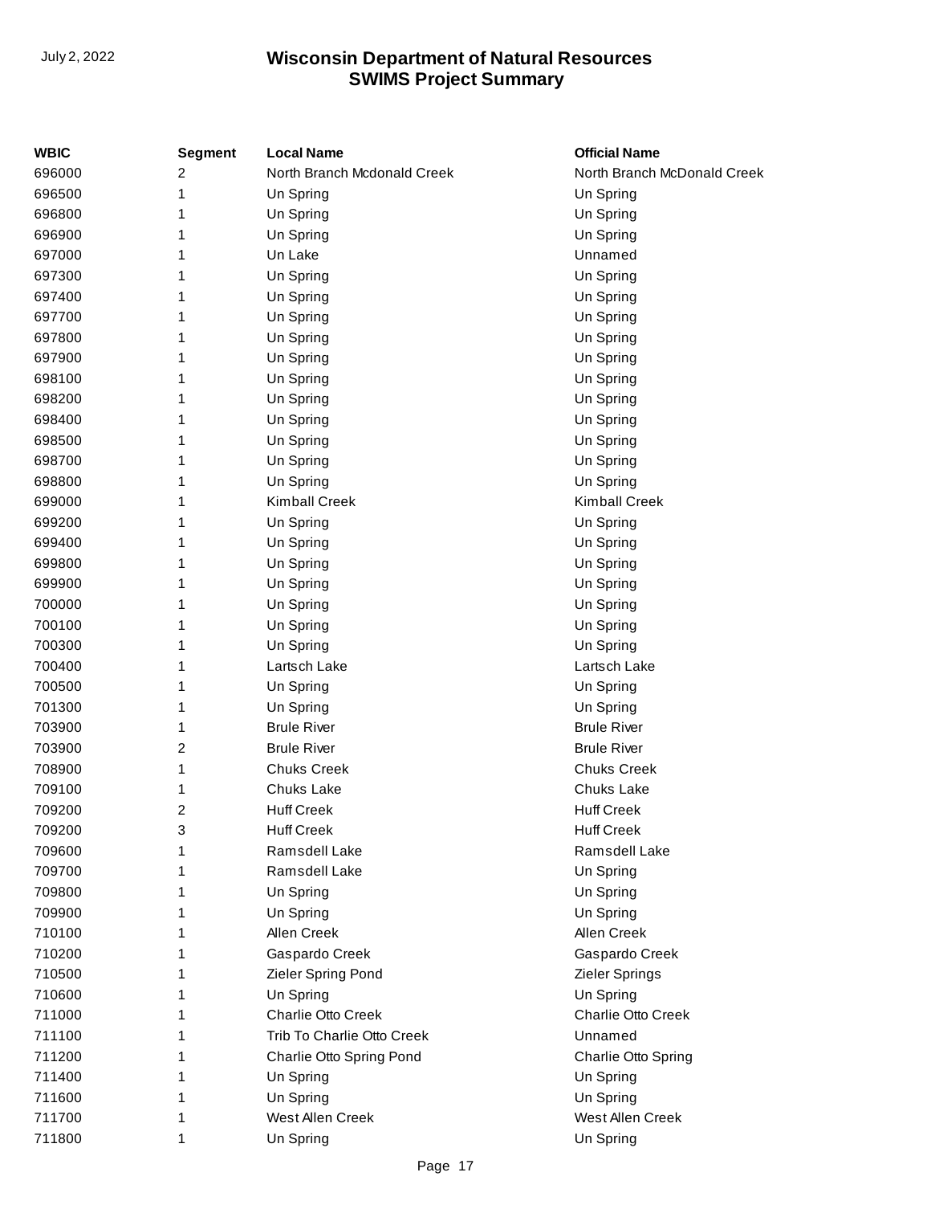| WBIC | Segment | Local Name | Official Name |
|---|---|---|---|
| 696000 | 2 | North Branch Mcdonald Creek | North Branch McDonald Creek |
| 696500 | 1 | Un Spring | Un Spring |
| 696800 | 1 | Un Spring | Un Spring |
| 696900 | 1 | Un Spring | Un Spring |
| 697000 | 1 | Un Lake | Unnamed |
| 697300 | 1 | Un Spring | Un Spring |
| 697400 | 1 | Un Spring | Un Spring |
| 697700 | 1 | Un Spring | Un Spring |
| 697800 | 1 | Un Spring | Un Spring |
| 697900 | 1 | Un Spring | Un Spring |
| 698100 | 1 | Un Spring | Un Spring |
| 698200 | 1 | Un Spring | Un Spring |
| 698400 | 1 | Un Spring | Un Spring |
| 698500 | 1 | Un Spring | Un Spring |
| 698700 | 1 | Un Spring | Un Spring |
| 698800 | 1 | Un Spring | Un Spring |
| 699000 | 1 | Kimball Creek | Kimball Creek |
| 699200 | 1 | Un Spring | Un Spring |
| 699400 | 1 | Un Spring | Un Spring |
| 699800 | 1 | Un Spring | Un Spring |
| 699900 | 1 | Un Spring | Un Spring |
| 700000 | 1 | Un Spring | Un Spring |
| 700100 | 1 | Un Spring | Un Spring |
| 700300 | 1 | Un Spring | Un Spring |
| 700400 | 1 | Lartsch Lake | Lartsch Lake |
| 700500 | 1 | Un Spring | Un Spring |
| 701300 | 1 | Un Spring | Un Spring |
| 703900 | 1 | Brule River | Brule River |
| 703900 | 2 | Brule River | Brule River |
| 708900 | 1 | Chuks Creek | Chuks Creek |
| 709100 | 1 | Chuks Lake | Chuks Lake |
| 709200 | 2 | Huff Creek | Huff Creek |
| 709200 | 3 | Huff Creek | Huff Creek |
| 709600 | 1 | Ramsdell Lake | Ramsdell Lake |
| 709700 | 1 | Ramsdell Lake | Un Spring |
| 709800 | 1 | Un Spring | Un Spring |
| 709900 | 1 | Un Spring | Un Spring |
| 710100 | 1 | Allen Creek | Allen Creek |
| 710200 | 1 | Gaspardo Creek | Gaspardo Creek |
| 710500 | 1 | Zieler Spring Pond | Zieler Springs |
| 710600 | 1 | Un Spring | Un Spring |
| 711000 | 1 | Charlie Otto Creek | Charlie Otto Creek |
| 711100 | 1 | Trib To Charlie Otto Creek | Unnamed |
| 711200 | 1 | Charlie Otto Spring Pond | Charlie Otto Spring |
| 711400 | 1 | Un Spring | Un Spring |
| 711600 | 1 | Un Spring | Un Spring |
| 711700 | 1 | West Allen Creek | West Allen Creek |
| 711800 | 1 | Un Spring | Un Spring |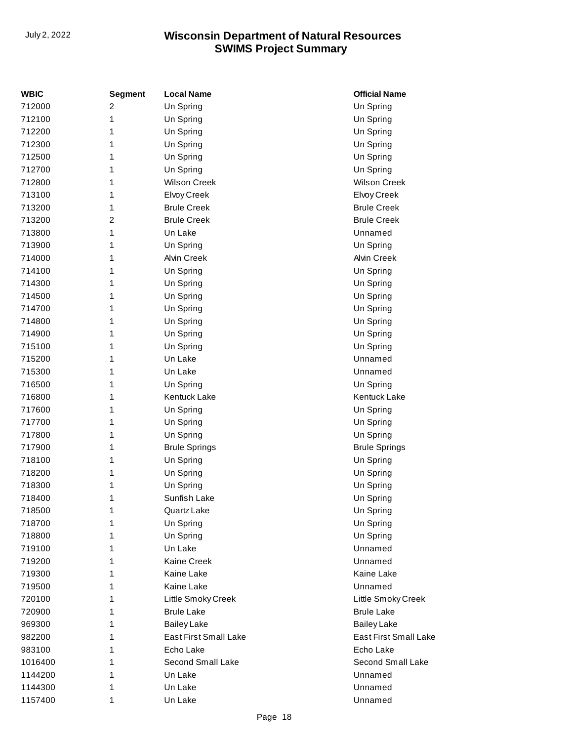| WBIC | Segment | Local Name | Official Name |
|---|---|---|---|
| 712000 | 2 | Un Spring | Un Spring |
| 712100 | 1 | Un Spring | Un Spring |
| 712200 | 1 | Un Spring | Un Spring |
| 712300 | 1 | Un Spring | Un Spring |
| 712500 | 1 | Un Spring | Un Spring |
| 712700 | 1 | Un Spring | Un Spring |
| 712800 | 1 | Wilson Creek | Wilson Creek |
| 713100 | 1 | Elvoy Creek | Elvoy Creek |
| 713200 | 1 | Brule Creek | Brule Creek |
| 713200 | 2 | Brule Creek | Brule Creek |
| 713800 | 1 | Un Lake | Unnamed |
| 713900 | 1 | Un Spring | Un Spring |
| 714000 | 1 | Alvin Creek | Alvin Creek |
| 714100 | 1 | Un Spring | Un Spring |
| 714300 | 1 | Un Spring | Un Spring |
| 714500 | 1 | Un Spring | Un Spring |
| 714700 | 1 | Un Spring | Un Spring |
| 714800 | 1 | Un Spring | Un Spring |
| 714900 | 1 | Un Spring | Un Spring |
| 715100 | 1 | Un Spring | Un Spring |
| 715200 | 1 | Un Lake | Unnamed |
| 715300 | 1 | Un Lake | Unnamed |
| 716500 | 1 | Un Spring | Un Spring |
| 716800 | 1 | Kentuck Lake | Kentuck Lake |
| 717600 | 1 | Un Spring | Un Spring |
| 717700 | 1 | Un Spring | Un Spring |
| 717800 | 1 | Un Spring | Un Spring |
| 717900 | 1 | Brule Springs | Brule Springs |
| 718100 | 1 | Un Spring | Un Spring |
| 718200 | 1 | Un Spring | Un Spring |
| 718300 | 1 | Un Spring | Un Spring |
| 718400 | 1 | Sunfish Lake | Un Spring |
| 718500 | 1 | Quartz Lake | Un Spring |
| 718700 | 1 | Un Spring | Un Spring |
| 718800 | 1 | Un Spring | Un Spring |
| 719100 | 1 | Un Lake | Unnamed |
| 719200 | 1 | Kaine Creek | Unnamed |
| 719300 | 1 | Kaine Lake | Kaine Lake |
| 719500 | 1 | Kaine Lake | Unnamed |
| 720100 | 1 | Little Smoky Creek | Little Smoky Creek |
| 720900 | 1 | Brule Lake | Brule Lake |
| 969300 | 1 | Bailey Lake | Bailey Lake |
| 982200 | 1 | East First Small Lake | East First Small Lake |
| 983100 | 1 | Echo Lake | Echo Lake |
| 1016400 | 1 | Second Small Lake | Second Small Lake |
| 1144200 | 1 | Un Lake | Unnamed |
| 1144300 | 1 | Un Lake | Unnamed |
| 1157400 | 1 | Un Lake | Unnamed |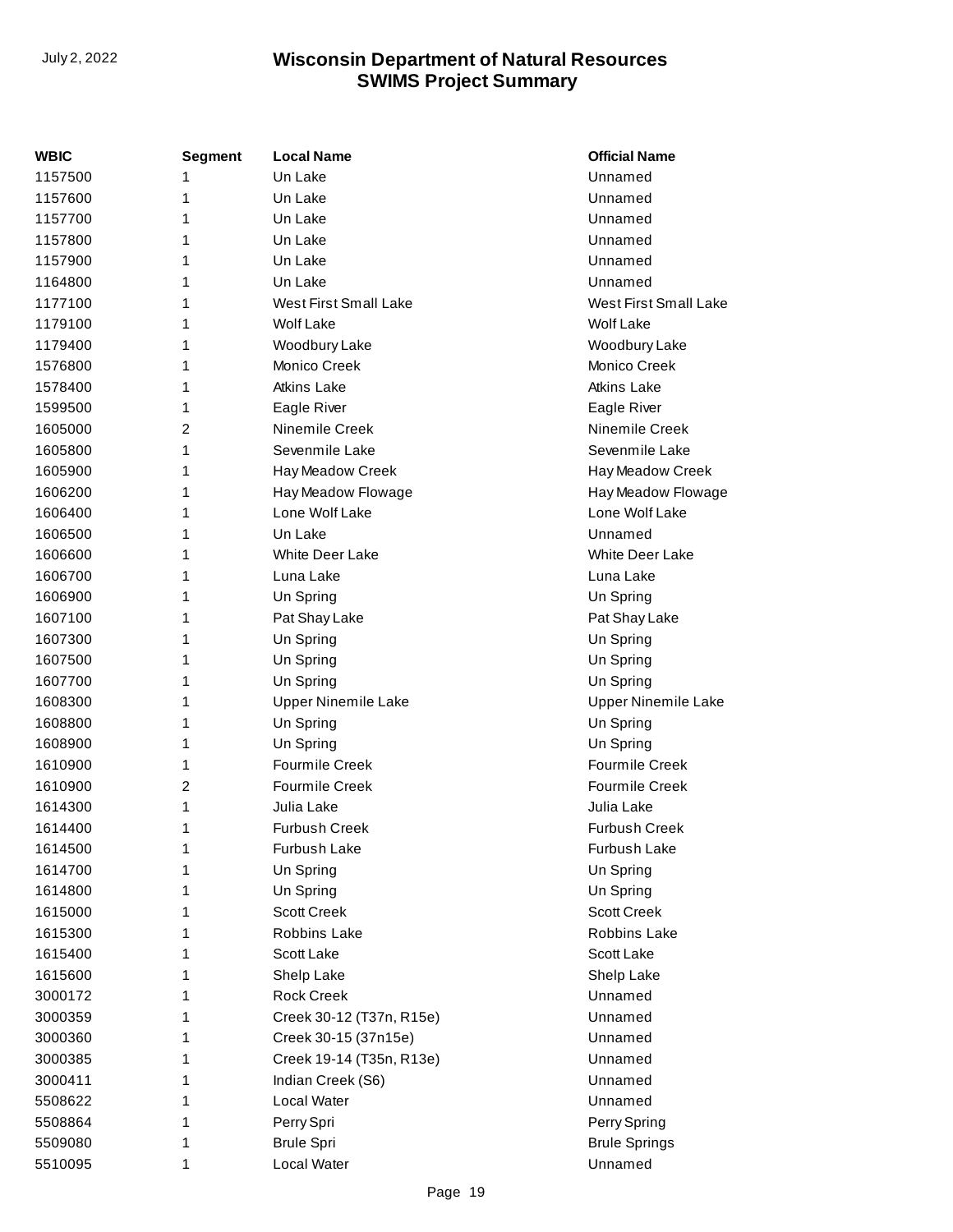| WBIC | Segment | Local Name | Official Name |
| --- | --- | --- | --- |
| 1157500 | 1 | Un Lake | Unnamed |
| 1157600 | 1 | Un Lake | Unnamed |
| 1157700 | 1 | Un Lake | Unnamed |
| 1157800 | 1 | Un Lake | Unnamed |
| 1157900 | 1 | Un Lake | Unnamed |
| 1164800 | 1 | Un Lake | Unnamed |
| 1177100 | 1 | West First Small Lake | West First Small Lake |
| 1179100 | 1 | Wolf Lake | Wolf Lake |
| 1179400 | 1 | Woodbury Lake | Woodbury Lake |
| 1576800 | 1 | Monico Creek | Monico Creek |
| 1578400 | 1 | Atkins Lake | Atkins Lake |
| 1599500 | 1 | Eagle River | Eagle River |
| 1605000 | 2 | Ninemile Creek | Ninemile Creek |
| 1605800 | 1 | Sevenmile Lake | Sevenmile Lake |
| 1605900 | 1 | Hay Meadow Creek | Hay Meadow Creek |
| 1606200 | 1 | Hay Meadow Flowage | Hay Meadow Flowage |
| 1606400 | 1 | Lone Wolf Lake | Lone Wolf Lake |
| 1606500 | 1 | Un Lake | Unnamed |
| 1606600 | 1 | White Deer Lake | White Deer Lake |
| 1606700 | 1 | Luna Lake | Luna Lake |
| 1606900 | 1 | Un Spring | Un Spring |
| 1607100 | 1 | Pat Shay Lake | Pat Shay Lake |
| 1607300 | 1 | Un Spring | Un Spring |
| 1607500 | 1 | Un Spring | Un Spring |
| 1607700 | 1 | Un Spring | Un Spring |
| 1608300 | 1 | Upper Ninemile Lake | Upper Ninemile Lake |
| 1608800 | 1 | Un Spring | Un Spring |
| 1608900 | 1 | Un Spring | Un Spring |
| 1610900 | 1 | Fourmile Creek | Fourmile Creek |
| 1610900 | 2 | Fourmile Creek | Fourmile Creek |
| 1614300 | 1 | Julia Lake | Julia Lake |
| 1614400 | 1 | Furbush Creek | Furbush Creek |
| 1614500 | 1 | Furbush Lake | Furbush Lake |
| 1614700 | 1 | Un Spring | Un Spring |
| 1614800 | 1 | Un Spring | Un Spring |
| 1615000 | 1 | Scott Creek | Scott Creek |
| 1615300 | 1 | Robbins Lake | Robbins Lake |
| 1615400 | 1 | Scott Lake | Scott Lake |
| 1615600 | 1 | Shelp Lake | Shelp Lake |
| 3000172 | 1 | Rock Creek | Unnamed |
| 3000359 | 1 | Creek 30-12 (T37n, R15e) | Unnamed |
| 3000360 | 1 | Creek 30-15 (37n15e) | Unnamed |
| 3000385 | 1 | Creek 19-14 (T35n, R13e) | Unnamed |
| 3000411 | 1 | Indian Creek (S6) | Unnamed |
| 5508622 | 1 | Local Water | Unnamed |
| 5508864 | 1 | Perry Spri | Perry Spring |
| 5509080 | 1 | Brule Spri | Brule Springs |
| 5510095 | 1 | Local Water | Unnamed |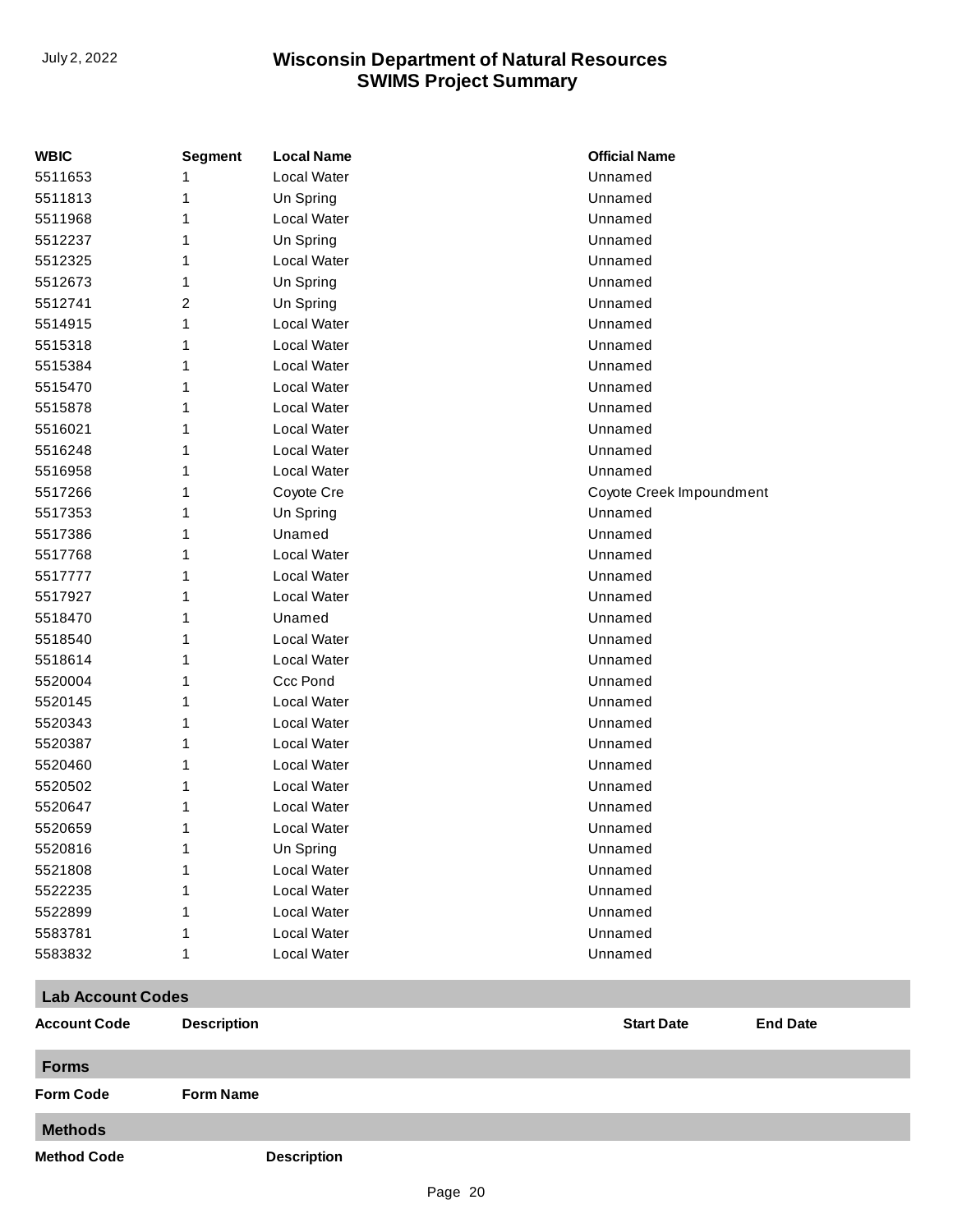| WBIC | Segment | Local Name | Official Name |
| --- | --- | --- | --- |
| 5511653 | 1 | Local Water | Unnamed |
| 5511813 | 1 | Un Spring | Unnamed |
| 5511968 | 1 | Local Water | Unnamed |
| 5512237 | 1 | Un Spring | Unnamed |
| 5512325 | 1 | Local Water | Unnamed |
| 5512673 | 1 | Un Spring | Unnamed |
| 5512741 | 2 | Un Spring | Unnamed |
| 5514915 | 1 | Local Water | Unnamed |
| 5515318 | 1 | Local Water | Unnamed |
| 5515384 | 1 | Local Water | Unnamed |
| 5515470 | 1 | Local Water | Unnamed |
| 5515878 | 1 | Local Water | Unnamed |
| 5516021 | 1 | Local Water | Unnamed |
| 5516248 | 1 | Local Water | Unnamed |
| 5516958 | 1 | Local Water | Unnamed |
| 5517266 | 1 | Coyote Cre | Coyote Creek Impoundment |
| 5517353 | 1 | Un Spring | Unnamed |
| 5517386 | 1 | Unamed | Unnamed |
| 5517768 | 1 | Local Water | Unnamed |
| 5517777 | 1 | Local Water | Unnamed |
| 5517927 | 1 | Local Water | Unnamed |
| 5518470 | 1 | Unamed | Unnamed |
| 5518540 | 1 | Local Water | Unnamed |
| 5518614 | 1 | Local Water | Unnamed |
| 5520004 | 1 | Ccc Pond | Unnamed |
| 5520145 | 1 | Local Water | Unnamed |
| 5520343 | 1 | Local Water | Unnamed |
| 5520387 | 1 | Local Water | Unnamed |
| 5520460 | 1 | Local Water | Unnamed |
| 5520502 | 1 | Local Water | Unnamed |
| 5520647 | 1 | Local Water | Unnamed |
| 5520659 | 1 | Local Water | Unnamed |
| 5520816 | 1 | Un Spring | Unnamed |
| 5521808 | 1 | Local Water | Unnamed |
| 5522235 | 1 | Local Water | Unnamed |
| 5522899 | 1 | Local Water | Unnamed |
| 5583781 | 1 | Local Water | Unnamed |
| 5583832 | 1 | Local Water | Unnamed |

## Lab Account Codes

| Account Code | Description | Start Date | End Date |
| --- | --- | --- | --- |

## Forms

| Form Code | Form Name |
| --- | --- |

## Methods

| Method Code | Description |
| --- | --- |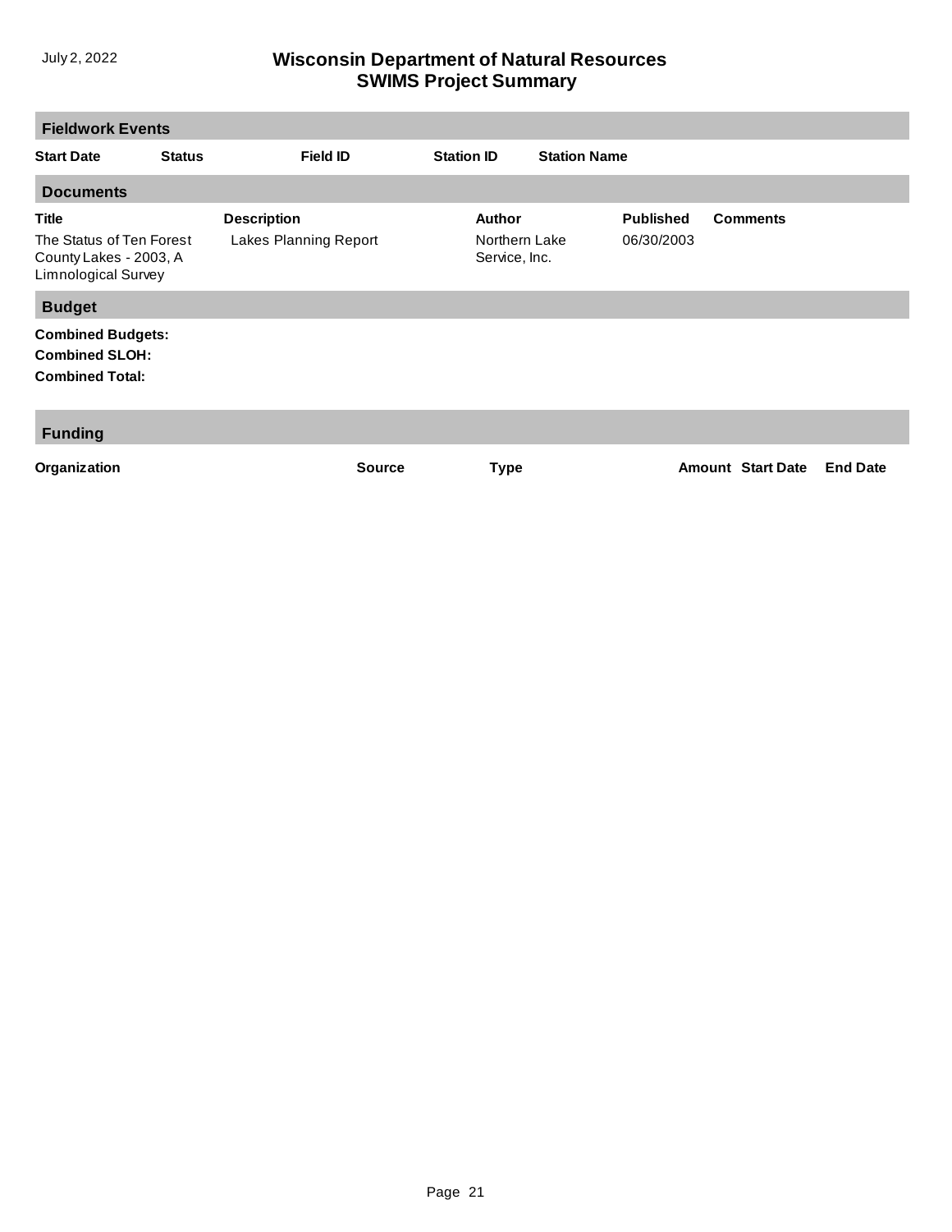## Fieldwork Events

| Start Date | Status | Field ID | Station ID | Station Name |
|---|---|---|---|---|

## Documents

| Title | Description | Author | Published | Comments |
|---|---|---|---|---|
| The Status of Ten Forest County Lakes - 2003, A Limnological Survey | Lakes Planning Report | Northern Lake Service, Inc. | 06/30/2003 | |

## Budget

**Combined Budgets:**

**Combined SLOH:**

**Combined Total:**

## Funding

| Organization | Source | Type | Amount | Start Date | End Date |
|---|---|---|---|---|---|